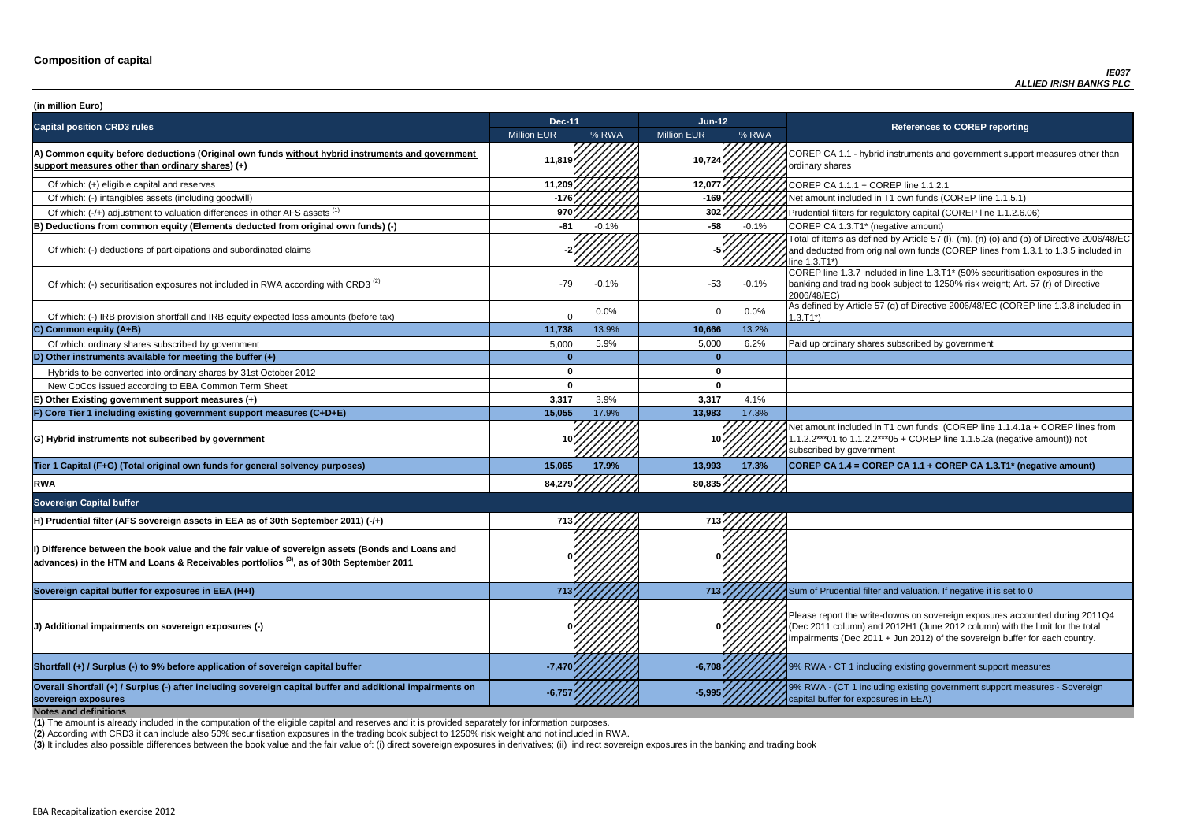# Composition of capital

*IE037*
*ALLIED IRISH BANKS PLC*

**(in million Euro)**

| Capital position CRD3 rules | Dec-11 | | Jun-12 | | References to COREP reporting |
|---|---|---|---|---|---|
| | Million EUR | % RWA | Million EUR | % RWA | |
| **A) Common equity before deductions (Original own funds without hybrid instruments and government support measures other than ordinary shares) (+)** | 11,819 | | 10,724 | | COREP CA 1.1 - hybrid instruments and government support measures other than ordinary shares |
| Of which: (+) eligible capital and reserves | 11,209 | | 12,077 | | COREP CA 1.1.1 + COREP line 1.1.2.1 |
| Of which: (-) intangibles assets (including goodwill) | -176 | | -169 | | Net amount included in T1 own funds (COREP line 1.1.5.1) |
| Of which: (-/+) adjustment to valuation differences in other AFS assets [1] | 970 | | 302 | | Prudential filters for regulatory capital (COREP line 1.1.2.6.06) |
| **B) Deductions from common equity (Elements deducted from original own funds) (-)** | -81 | -0.1% | -58 | -0.1% | COREP CA 1.3.T1* (negative amount) |
| Of which: (-) deductions of participations and subordinated claims | -2 | | -5 | | Total of items as defined by Article 57 (l), (m), (n) (o) and (p) of Directive 2006/48/EC and deducted from original own funds (COREP lines from 1.3.1 to 1.3.5 included in line 1.3.T1*) |
| Of which: (-) securitisation exposures not included in RWA according with CRD3 [2] | -79 | -0.1% | -53 | -0.1% | COREP line 1.3.7 included in line 1.3.T1* (50% securitisation exposures in the banking and trading book subject to 1250% risk weight; Art. 57 (r) of Directive 2006/48/EC) |
| Of which: (-) IRB provision shortfall and IRB equity expected loss amounts (before tax) | 0 | 0.0% | 0 | 0.0% | As defined by Article 57 (q) of Directive 2006/48/EC (COREP line 1.3.8 included in 1.3.T1*) |
| **C) Common equity (A+B)** | 11,738 | 13.9% | 10,666 | 13.2% | |
| Of which: ordinary shares subscribed by government | 5,000 | 5.9% | 5,000 | 6.2% | Paid up ordinary shares subscribed by government |
| **D) Other instruments available for meeting the buffer (+)** | 0 | | 0 | | |
| Hybrids to be converted into ordinary shares by 31st October 2012 | 0 | | 0 | | |
| New CoCos issued according to EBA Common Term Sheet | 0 | | 0 | | |
| **E) Other Existing government support measures (+)** | 3,317 | 3.9% | 3,317 | 4.1% | |
| **F) Core Tier 1 including existing government support measures (C+D+E)** | 15,055 | 17.9% | 13,983 | 17.3% | |
| **G) Hybrid instruments not subscribed by government** | 10 | | 10 | | Net amount included in T1 own funds (COREP line 1.1.4.1a + COREP lines from 1.1.2.2***01 to 1.1.2.2***05 + COREP line 1.1.5.2a (negative amount)) not subscribed by government |
| **Tier 1 Capital (F+G) (Total original own funds for general solvency purposes)** | 15,065 | 17.9% | 13,993 | 17.3% | **COREP CA 1.4 = COREP CA 1.1 + COREP CA 1.3.T1* (negative amount)** |
| **RWA** | 84,279 | | 80,835 | | |
| **Sovereign Capital buffer** | | | | | |
| **H) Prudential filter (AFS sovereign assets in EEA as of 30th September 2011) (-/+)** | 713 | | 713 | | |
| **I) Difference between the book value and the fair value of sovereign assets (Bonds and Loans and advances) in the HTM and Loans & Receivables portfolios [3], as of 30th September 2011** | 0 | | 0 | | |
| **Sovereign capital buffer for exposures in EEA (H+I)** | 713 | | 713 | | Sum of Prudential filter and valuation. If negative it is set to 0 |
| **J) Additional impairments on sovereign exposures (-)** | 0 | | 0 | | Please report the write-downs on sovereign exposures accounted during 2011Q4 (Dec 2011 column) and 2012H1 (June 2012 column) with the limit for the total impairments (Dec 2011 + Jun 2012) of the sovereign buffer for each country. |
| **Shortfall (+) / Surplus (-) to 9% before application of sovereign capital buffer** | -7,470 | | -6,708 | | 9% RWA - CT 1 including existing government support measures |
| **Overall Shortfall (+) / Surplus (-) after including sovereign capital buffer and additional impairments on sovereign exposures** | -6,757 | | -5,995 | | 9% RWA - (CT 1 including existing government support measures - Sovereign capital buffer for exposures in EEA) |

**Notes and definitions**

**(1)** The amount is already included in the computation of the eligible capital and reserves and it is provided separately for information purposes.

**(2)** According with CRD3 it can include also 50% securitisation exposures in the trading book subject to 1250% risk weight and not included in RWA.

**(3)** It includes also possible differences between the book value and the fair value of: (i) direct sovereign exposures in derivatives; (ii) indirect sovereign exposures in the banking and trading book

EBA Recapitalization exercise 2012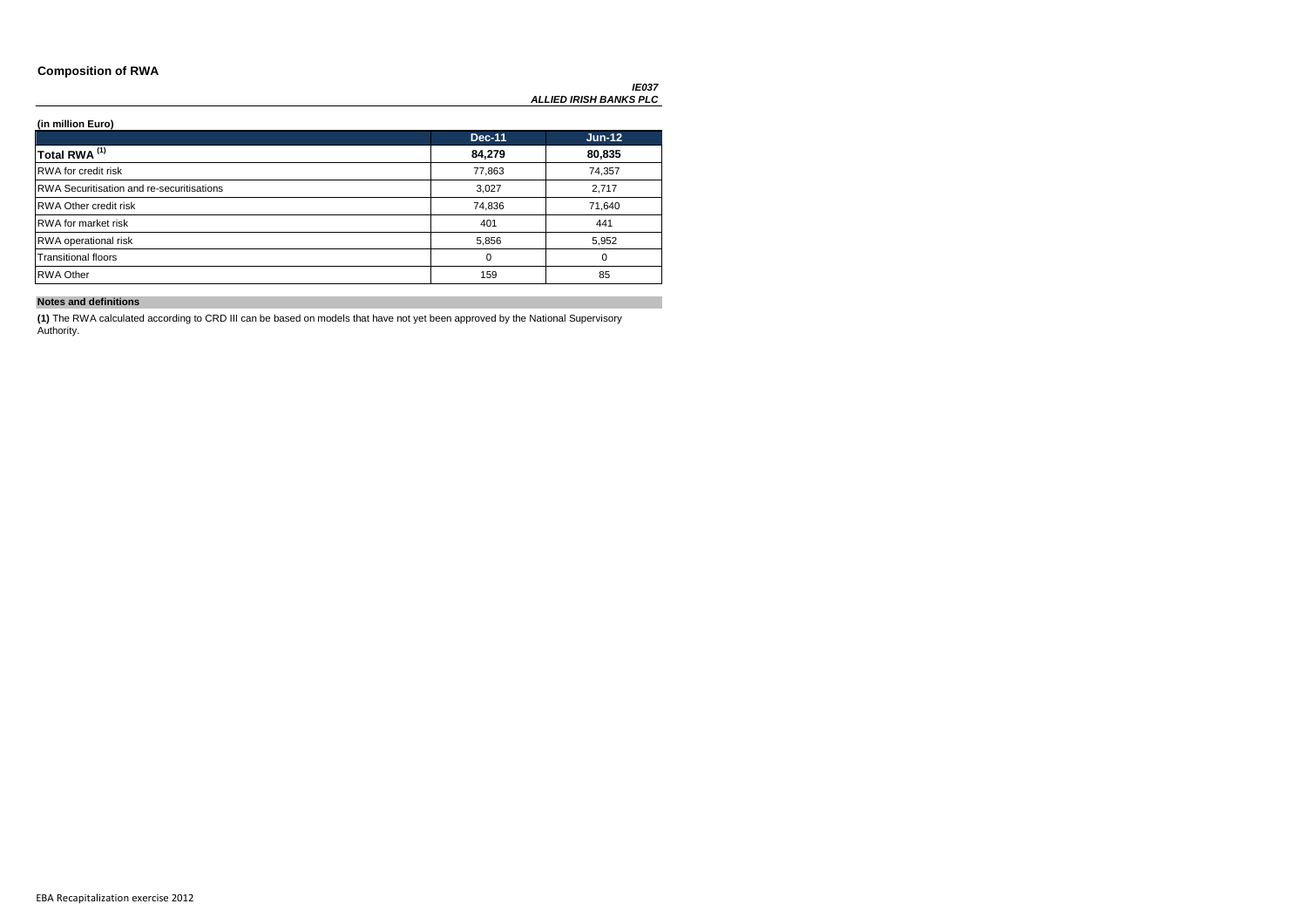## Composition of RWA

***IE037***
***ALLIED IRISH BANKS PLC***

**(in million Euro)**

| | Dec-11 | Jun-12 |
|---|---|---|
| **Total RWA [(1)]** | **84,279** | **80,835** |
| RWA for credit risk | 77,863 | 74,357 |
| RWA Securitisation and re-securitisations | 3,027 | 2,717 |
| RWA Other credit risk | 74,836 | 71,640 |
| RWA for market risk | 401 | 441 |
| RWA operational risk | 5,856 | 5,952 |
| Transitional floors | 0 | 0 |
| RWA Other | 159 | 85 |

**Notes and definitions**

**(1)** The RWA calculated according to CRD III can be based on models that have not yet been approved by the National Supervisory Authority.

EBA Recapitalization exercise 2012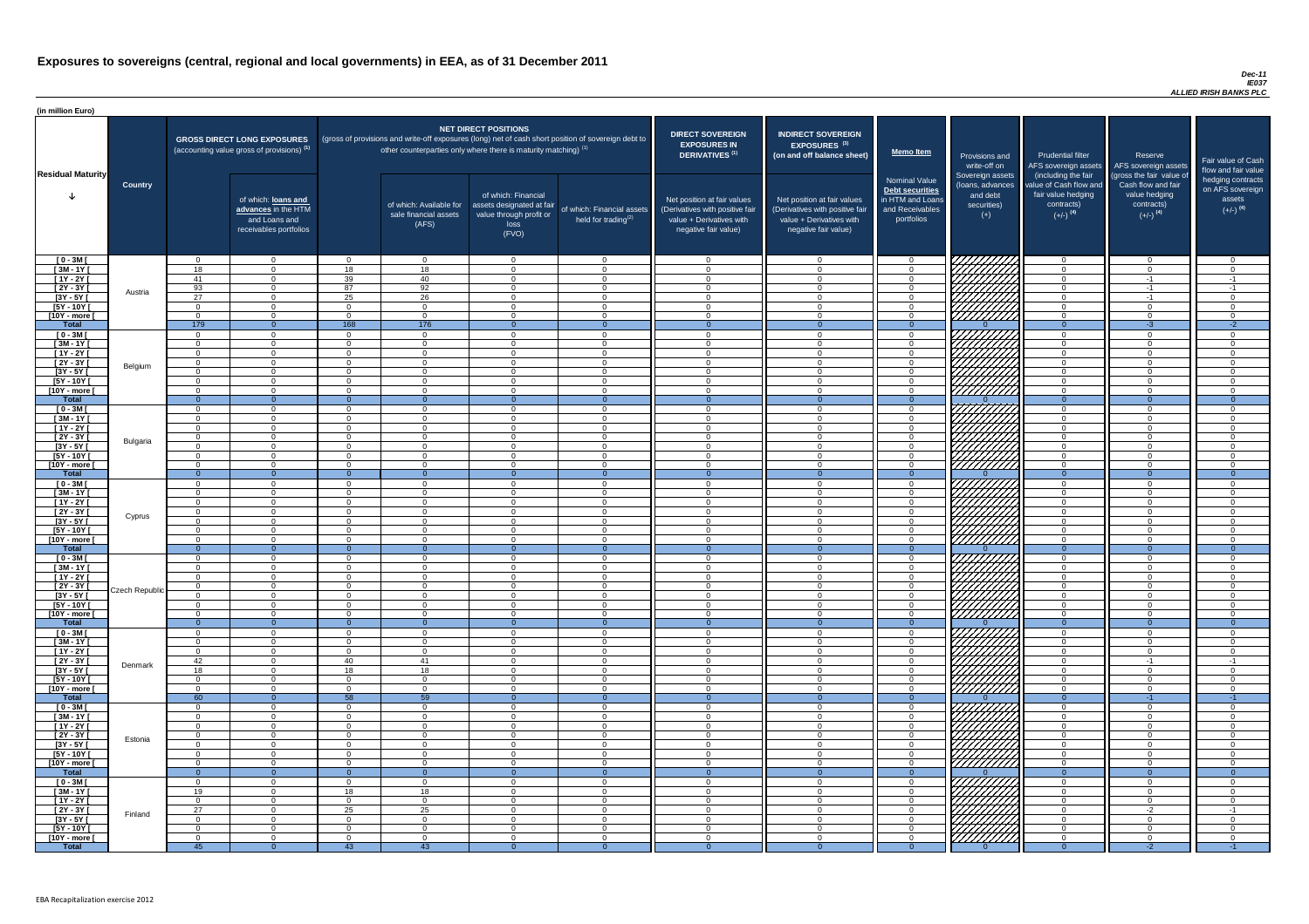# Exposures to sovereigns (central, regional and local governments) in EEA, as of 31 December 2011

*Dec-11*
*IE037*
*ALLIED IRISH BANKS PLC*

(in million Euro)

| Residual Maturity | Country | GROSS DIRECT LONG EXPOSURES (accounting value gross of provisions) (1) | of which: loans and advances in the HTM and Loans and receivables portfolios | NET DIRECT POSITIONS (gross of provisions and write-off exposures (long) net of cash short position of sovereign debt to other counterparties only where there is maturity matching) (1) | of which: Available for sale financial assets (AFS) | of which: Financial assets designated at fair value through profit or loss (FVO) | of which: Financial assets held for trading(2) | DIRECT SOVEREIGN EXPOSURES IN DERIVATIVES (1) Net position at fair values (Derivatives with positive fair value + Derivatives with negative fair value) | INDIRECT SOVEREIGN EXPOSURES (3) (on and off balance sheet) Net position at fair values (Derivatives with positive fair value + Derivatives with negative fair value) | Memo Item: Nominal Value Debt securities in HTM and Loans and Receivables portfolios | Provisions and write-off on Sovereign assets (loans, advances and debt securities) (+) | Prudential filter AFS sovereign assets (including the fair value of Cash flow and fair value hedging contracts) (+/-) (4) | Reserve AFS sovereign assets (gross the fair value of Cash flow and fair value hedging contracts) (+/-) (4) | Fair value of Cash flow and fair value hedging contracts on AFS sovereign assets (+/-) (4) |
|---|---|---|---|---|---|---|---|---|---|---|---|---|---|---|
| [ 0 - 3M [ | Austria | 0 | 0 | 0 | 0 | 0 | 0 | 0 | 0 | 0 | | 0 | 0 | 0 |
| [ 3M - 1Y [ | | 18 | 0 | 18 | 18 | 0 | 0 | 0 | 0 | 0 | | 0 | 0 | 0 |
| [ 1Y - 2Y [ | | 41 | 0 | 39 | 40 | 0 | 0 | 0 | 0 | 0 | | 0 | -1 | -1 |
| [ 2Y - 3Y [ | | 93 | 0 | 87 | 92 | 0 | 0 | 0 | 0 | 0 | | 0 | -1 | -1 |
| [3Y - 5Y [ | | 27 | 0 | 25 | 26 | 0 | 0 | 0 | 0 | 0 | | 0 | -1 | 0 |
| [5Y - 10Y [ | | 0 | 0 | 0 | 0 | 0 | 0 | 0 | 0 | 0 | | 0 | 0 | 0 |
| [10Y - more [ | | 0 | 0 | 0 | 0 | 0 | 0 | 0 | 0 | 0 | | 0 | 0 | 0 |
| **Total** | | 179 | 0 | 168 | 176 | 0 | 0 | 0 | 0 | 0 | 0 | 0 | -3 | -2 |
| [ 0 - 3M [ | Belgium | 0 | 0 | 0 | 0 | 0 | 0 | 0 | 0 | 0 | | 0 | 0 | 0 |
| [ 3M - 1Y [ | | 0 | 0 | 0 | 0 | 0 | 0 | 0 | 0 | 0 | | 0 | 0 | 0 |
| [ 1Y - 2Y [ | | 0 | 0 | 0 | 0 | 0 | 0 | 0 | 0 | 0 | | 0 | 0 | 0 |
| [ 2Y - 3Y [ | | 0 | 0 | 0 | 0 | 0 | 0 | 0 | 0 | 0 | | 0 | 0 | 0 |
| [3Y - 5Y [ | | 0 | 0 | 0 | 0 | 0 | 0 | 0 | 0 | 0 | | 0 | 0 | 0 |
| [5Y - 10Y [ | | 0 | 0 | 0 | 0 | 0 | 0 | 0 | 0 | 0 | | 0 | 0 | 0 |
| [10Y - more [ | | 0 | 0 | 0 | 0 | 0 | 0 | 0 | 0 | 0 | | 0 | 0 | 0 |
| **Total** | | 0 | 0 | 0 | 0 | 0 | 0 | 0 | 0 | 0 | 0 | 0 | 0 | 0 |
| [ 0 - 3M [ | Bulgaria | 0 | 0 | 0 | 0 | 0 | 0 | 0 | 0 | 0 | | 0 | 0 | 0 |
| [ 3M - 1Y [ | | 0 | 0 | 0 | 0 | 0 | 0 | 0 | 0 | 0 | | 0 | 0 | 0 |
| [ 1Y - 2Y [ | | 0 | 0 | 0 | 0 | 0 | 0 | 0 | 0 | 0 | | 0 | 0 | 0 |
| [ 2Y - 3Y [ | | 0 | 0 | 0 | 0 | 0 | 0 | 0 | 0 | 0 | | 0 | 0 | 0 |
| [3Y - 5Y [ | | 0 | 0 | 0 | 0 | 0 | 0 | 0 | 0 | 0 | | 0 | 0 | 0 |
| [5Y - 10Y [ | | 0 | 0 | 0 | 0 | 0 | 0 | 0 | 0 | 0 | | 0 | 0 | 0 |
| [10Y - more [ | | 0 | 0 | 0 | 0 | 0 | 0 | 0 | 0 | 0 | | 0 | 0 | 0 |
| **Total** | | 0 | 0 | 0 | 0 | 0 | 0 | 0 | 0 | 0 | 0 | 0 | 0 | 0 |
| [ 0 - 3M [ | Cyprus | 0 | 0 | 0 | 0 | 0 | 0 | 0 | 0 | 0 | | 0 | 0 | 0 |
| [ 3M - 1Y [ | | 0 | 0 | 0 | 0 | 0 | 0 | 0 | 0 | 0 | | 0 | 0 | 0 |
| [ 1Y - 2Y [ | | 0 | 0 | 0 | 0 | 0 | 0 | 0 | 0 | 0 | | 0 | 0 | 0 |
| [ 2Y - 3Y [ | | 0 | 0 | 0 | 0 | 0 | 0 | 0 | 0 | 0 | | 0 | 0 | 0 |
| [3Y - 5Y [ | | 0 | 0 | 0 | 0 | 0 | 0 | 0 | 0 | 0 | | 0 | 0 | 0 |
| [5Y - 10Y [ | | 0 | 0 | 0 | 0 | 0 | 0 | 0 | 0 | 0 | | 0 | 0 | 0 |
| [10Y - more [ | | 0 | 0 | 0 | 0 | 0 | 0 | 0 | 0 | 0 | | 0 | 0 | 0 |
| **Total** | | 0 | 0 | 0 | 0 | 0 | 0 | 0 | 0 | 0 | 0 | 0 | 0 | 0 |
| [ 0 - 3M [ | Czech Republic | 0 | 0 | 0 | 0 | 0 | 0 | 0 | 0 | 0 | | 0 | 0 | 0 |
| [ 3M - 1Y [ | | 0 | 0 | 0 | 0 | 0 | 0 | 0 | 0 | 0 | | 0 | 0 | 0 |
| [ 1Y - 2Y [ | | 0 | 0 | 0 | 0 | 0 | 0 | 0 | 0 | 0 | | 0 | 0 | 0 |
| [ 2Y - 3Y [ | | 0 | 0 | 0 | 0 | 0 | 0 | 0 | 0 | 0 | | 0 | 0 | 0 |
| [3Y - 5Y [ | | 0 | 0 | 0 | 0 | 0 | 0 | 0 | 0 | 0 | | 0 | 0 | 0 |
| [5Y - 10Y [ | | 0 | 0 | 0 | 0 | 0 | 0 | 0 | 0 | 0 | | 0 | 0 | 0 |
| [10Y - more [ | | 0 | 0 | 0 | 0 | 0 | 0 | 0 | 0 | 0 | | 0 | 0 | 0 |
| **Total** | | 0 | 0 | 0 | 0 | 0 | 0 | 0 | 0 | 0 | 0 | 0 | 0 | 0 |
| [ 0 - 3M [ | Denmark | 0 | 0 | 0 | 0 | 0 | 0 | 0 | 0 | 0 | | 0 | 0 | 0 |
| [ 3M - 1Y [ | | 0 | 0 | 0 | 0 | 0 | 0 | 0 | 0 | 0 | | 0 | 0 | 0 |
| [ 1Y - 2Y [ | | 0 | 0 | 0 | 0 | 0 | 0 | 0 | 0 | 0 | | 0 | 0 | 0 |
| [ 2Y - 3Y [ | | 42 | 0 | 40 | 41 | 0 | 0 | 0 | 0 | 0 | | 0 | -1 | -1 |
| [3Y - 5Y [ | | 18 | 0 | 18 | 18 | 0 | 0 | 0 | 0 | 0 | | 0 | 0 | 0 |
| [5Y - 10Y [ | | 0 | 0 | 0 | 0 | 0 | 0 | 0 | 0 | 0 | | 0 | 0 | 0 |
| [10Y - more [ | | 0 | 0 | 0 | 0 | 0 | 0 | 0 | 0 | 0 | | 0 | 0 | 0 |
| **Total** | | 60 | 0 | 58 | 59 | 0 | 0 | 0 | 0 | 0 | 0 | 0 | -1 | -1 |
| [ 0 - 3M [ | Estonia | 0 | 0 | 0 | 0 | 0 | 0 | 0 | 0 | 0 | | 0 | 0 | 0 |
| [ 3M - 1Y [ | | 0 | 0 | 0 | 0 | 0 | 0 | 0 | 0 | 0 | | 0 | 0 | 0 |
| [ 1Y - 2Y [ | | 0 | 0 | 0 | 0 | 0 | 0 | 0 | 0 | 0 | | 0 | 0 | 0 |
| [ 2Y - 3Y [ | | 0 | 0 | 0 | 0 | 0 | 0 | 0 | 0 | 0 | | 0 | 0 | 0 |
| [3Y - 5Y [ | | 0 | 0 | 0 | 0 | 0 | 0 | 0 | 0 | 0 | | 0 | 0 | 0 |
| [5Y - 10Y [ | | 0 | 0 | 0 | 0 | 0 | 0 | 0 | 0 | 0 | | 0 | 0 | 0 |
| [10Y - more [ | | 0 | 0 | 0 | 0 | 0 | 0 | 0 | 0 | 0 | | 0 | 0 | 0 |
| **Total** | | 0 | 0 | 0 | 0 | 0 | 0 | 0 | 0 | 0 | 0 | 0 | 0 | 0 |
| [ 0 - 3M [ | Finland | 0 | 0 | 0 | 0 | 0 | 0 | 0 | 0 | 0 | | 0 | 0 | 0 |
| [ 3M - 1Y [ | | 19 | 0 | 18 | 18 | 0 | 0 | 0 | 0 | 0 | | 0 | 0 | 0 |
| [ 1Y - 2Y [ | | 0 | 0 | 0 | 0 | 0 | 0 | 0 | 0 | 0 | | 0 | 0 | 0 |
| [ 2Y - 3Y [ | | 27 | 0 | 25 | 25 | 0 | 0 | 0 | 0 | 0 | | 0 | -2 | -1 |
| [3Y - 5Y [ | | 0 | 0 | 0 | 0 | 0 | 0 | 0 | 0 | 0 | | 0 | 0 | 0 |
| [5Y - 10Y [ | | 0 | 0 | 0 | 0 | 0 | 0 | 0 | 0 | 0 | | 0 | 0 | 0 |
| [10Y - more [ | | 0 | 0 | 0 | 0 | 0 | 0 | 0 | 0 | 0 | | 0 | 0 | 0 |
| **Total** | | 45 | 0 | 43 | 43 | 0 | 0 | 0 | 0 | 0 | 0 | 0 | -2 | -1 |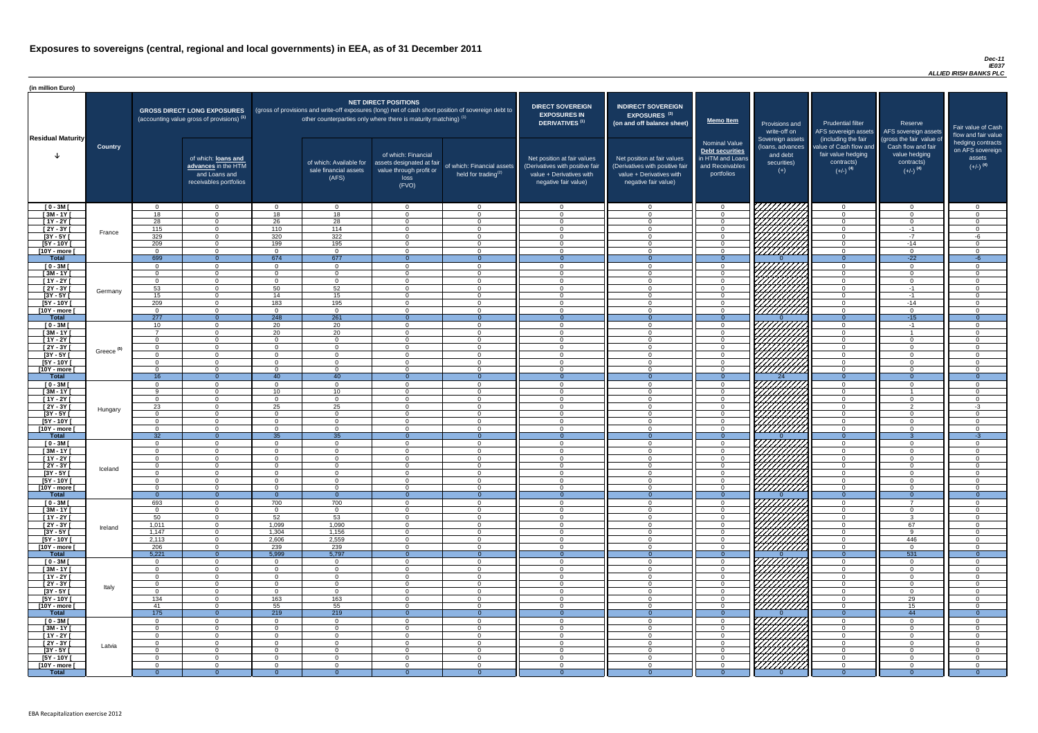# Exposures to sovereigns (central, regional and local governments) in EEA, as of 31 December 2011

*Dec-11*
*IE037*
*ALLIED IRISH BANKS PLC*

(in million Euro)

| Residual Maturity | Country | GROSS DIRECT LONG EXPOSURES (accounting value gross of provisions) (1) | of which: loans and advances in the HTM and Loans and receivables portfolios | NET DIRECT POSITIONS (gross of provisions and write-off exposures (long) net of cash short position of sovereign debt to other counterparties only where there is maturity matching) (1) | of which: Available for sale financial assets (AFS) | of which: Financial assets designated at fair value through profit or loss (FVO) | of which: Financial assets held for trading(2) | DIRECT SOVEREIGN EXPOSURES IN DERIVATIVES (1) Net position at fair values (Derivatives with positive fair value + Derivatives with negative fair value) | INDIRECT SOVEREIGN EXPOSURES (3) (on and off balance sheet) Net position at fair values (Derivatives with positive fair value + Derivatives with negative fair value) | Memo Item: Nominal Value Debt securities in HTM and Loans and Receivables portfolios | Provisions and write-off on Sovereign assets (loans, advances and debt securities) (+) | Prudential filter AFS sovereign assets (including the fair value of Cash flow and fair value hedging contracts) (+/-) (4) | Reserve AFS sovereign assets (gross the fair value of Cash flow and fair value hedging contracts) (+/-) (4) | Fair value of Cash flow and fair value hedging contracts on AFS sovereign assets (+/-) (4) |
|---|---|---|---|---|---|---|---|---|---|---|---|---|---|---|
| [ 0 - 3M [ | France | 0 | 0 | 0 | 0 | 0 | 0 | 0 | 0 | 0 | | 0 | 0 | 0 |
| [ 3M - 1Y [ | | 18 | 0 | 18 | 18 | 0 | 0 | 0 | 0 | 0 | | 0 | 0 | 0 |
| [ 1Y - 2Y [ | | 28 | 0 | 26 | 28 | 0 | 0 | 0 | 0 | 0 | | 0 | 0 | 0 |
| [ 2Y - 3Y [ | | 115 | 0 | 110 | 114 | 0 | 0 | 0 | 0 | 0 | | 0 | -1 | 0 |
| [3Y - 5Y [ | | 329 | 0 | 320 | 322 | 0 | 0 | 0 | 0 | 0 | | 0 | -7 | -6 |
| [5Y - 10Y [ | | 209 | 0 | 199 | 195 | 0 | 0 | 0 | 0 | 0 | | 0 | -14 | 0 |
| [10Y - more [ | | 0 | 0 | 0 | 0 | 0 | 0 | 0 | 0 | 0 | | 0 | 0 | 0 |
| **Total** | | 699 | 0 | 674 | 677 | 0 | 0 | 0 | 0 | 0 | 0 | 0 | -22 | -6 |
| [ 0 - 3M [ | Germany | 0 | 0 | 0 | 0 | 0 | 0 | 0 | 0 | 0 | | 0 | 0 | 0 |
| [ 3M - 1Y [ | | 0 | 0 | 0 | 0 | 0 | 0 | 0 | 0 | 0 | | 0 | 0 | 0 |
| [ 1Y - 2Y [ | | 0 | 0 | 0 | 0 | 0 | 0 | 0 | 0 | 0 | | 0 | 0 | 0 |
| [ 2Y - 3Y [ | | 53 | 0 | 50 | 52 | 0 | 0 | 0 | 0 | 0 | | 0 | -1 | 0 |
| [3Y - 5Y [ | | 15 | 0 | 14 | 15 | 0 | 0 | 0 | 0 | 0 | | 0 | -1 | 0 |
| [5Y - 10Y [ | | 209 | 0 | 183 | 195 | 0 | 0 | 0 | 0 | 0 | | 0 | -14 | 0 |
| [10Y - more [ | | 0 | 0 | 0 | 0 | 0 | 0 | 0 | 0 | 0 | | 0 | 0 | 0 |
| **Total** | | 277 | 0 | 248 | 261 | 0 | 0 | 0 | 0 | 0 | 0 | 0 | -15 | 0 |
| [ 0 - 3M [ | Greece (5) | 10 | 0 | 20 | 20 | 0 | 0 | 0 | 0 | 0 | | 0 | -1 | 0 |
| [ 3M - 1Y [ | | 7 | 0 | 20 | 20 | 0 | 0 | 0 | 0 | 0 | | 0 | 1 | 0 |
| [ 1Y - 2Y [ | | 0 | 0 | 0 | 0 | 0 | 0 | 0 | 0 | 0 | | 0 | 0 | 0 |
| [ 2Y - 3Y [ | | 0 | 0 | 0 | 0 | 0 | 0 | 0 | 0 | 0 | | 0 | 0 | 0 |
| [3Y - 5Y [ | | 0 | 0 | 0 | 0 | 0 | 0 | 0 | 0 | 0 | | 0 | 0 | 0 |
| [5Y - 10Y [ | | 0 | 0 | 0 | 0 | 0 | 0 | 0 | 0 | 0 | | 0 | 0 | 0 |
| [10Y - more [ | | 0 | 0 | 0 | 0 | 0 | 0 | 0 | 0 | 0 | | 0 | 0 | 0 |
| **Total** | | 16 | 0 | 40 | 40 | 0 | 0 | 0 | 0 | 0 | 24 | 0 | 0 | 0 |
| [ 0 - 3M [ | Hungary | 0 | 0 | 0 | 0 | 0 | 0 | 0 | 0 | 0 | | 0 | 0 | 0 |
| [ 3M - 1Y [ | | 9 | 0 | 10 | 10 | 0 | 0 | 0 | 0 | 0 | | 0 | 1 | 0 |
| [ 1Y - 2Y [ | | 0 | 0 | 0 | 0 | 0 | 0 | 0 | 0 | 0 | | 0 | 0 | 0 |
| [ 2Y - 3Y [ | | 23 | 0 | 25 | 25 | 0 | 0 | 0 | 0 | 0 | | 0 | 2 | -3 |
| [3Y - 5Y [ | | 0 | 0 | 0 | 0 | 0 | 0 | 0 | 0 | 0 | | 0 | 0 | 0 |
| [5Y - 10Y [ | | 0 | 0 | 0 | 0 | 0 | 0 | 0 | 0 | 0 | | 0 | 0 | 0 |
| [10Y - more [ | | 0 | 0 | 0 | 0 | 0 | 0 | 0 | 0 | 0 | | 0 | 0 | 0 |
| **Total** | | 32 | 0 | 35 | 35 | 0 | 0 | 0 | 0 | 0 | 0 | 0 | 3 | -3 |
| [ 0 - 3M [ | Iceland | 0 | 0 | 0 | 0 | 0 | 0 | 0 | 0 | 0 | | 0 | 0 | 0 |
| [ 3M - 1Y [ | | 0 | 0 | 0 | 0 | 0 | 0 | 0 | 0 | 0 | | 0 | 0 | 0 |
| [ 1Y - 2Y [ | | 0 | 0 | 0 | 0 | 0 | 0 | 0 | 0 | 0 | | 0 | 0 | 0 |
| [ 2Y - 3Y [ | | 0 | 0 | 0 | 0 | 0 | 0 | 0 | 0 | 0 | | 0 | 0 | 0 |
| [3Y - 5Y [ | | 0 | 0 | 0 | 0 | 0 | 0 | 0 | 0 | 0 | | 0 | 0 | 0 |
| [5Y - 10Y [ | | 0 | 0 | 0 | 0 | 0 | 0 | 0 | 0 | 0 | | 0 | 0 | 0 |
| [10Y - more [ | | 0 | 0 | 0 | 0 | 0 | 0 | 0 | 0 | 0 | | 0 | 0 | 0 |
| **Total** | | 0 | 0 | 0 | 0 | 0 | 0 | 0 | 0 | 0 | 0 | 0 | 0 | 0 |
| [ 0 - 3M [ | Ireland | 693 | 0 | 700 | 700 | 0 | 0 | 0 | 0 | 0 | | 0 | 7 | 0 |
| [ 3M - 1Y [ | | 0 | 0 | 0 | 0 | 0 | 0 | 0 | 0 | 0 | | 0 | 0 | 0 |
| [ 1Y - 2Y [ | | 50 | 0 | 52 | 53 | 0 | 0 | 0 | 0 | 0 | | 0 | 3 | 0 |
| [ 2Y - 3Y [ | | 1,011 | 0 | 1,099 | 1,090 | 0 | 0 | 0 | 0 | 0 | | 0 | 67 | 0 |
| [3Y - 5Y [ | | 1,147 | 0 | 1,304 | 1,156 | 0 | 0 | 0 | 0 | 0 | | 0 | 9 | 0 |
| [5Y - 10Y [ | | 2,113 | 0 | 2,606 | 2,559 | 0 | 0 | 0 | 0 | 0 | | 0 | 446 | 0 |
| [10Y - more [ | | 206 | 0 | 239 | 239 | 0 | 0 | 0 | 0 | 0 | | 0 | 0 | 0 |
| **Total** | | 5,221 | 0 | 5,999 | 5,797 | 0 | 0 | 0 | 0 | 0 | 0 | 0 | 531 | 0 |
| [ 0 - 3M [ | Italy | 0 | 0 | 0 | 0 | 0 | 0 | 0 | 0 | 0 | | 0 | 0 | 0 |
| [ 3M - 1Y [ | | 0 | 0 | 0 | 0 | 0 | 0 | 0 | 0 | 0 | | 0 | 0 | 0 |
| [ 1Y - 2Y [ | | 0 | 0 | 0 | 0 | 0 | 0 | 0 | 0 | 0 | | 0 | 0 | 0 |
| [ 2Y - 3Y [ | | 0 | 0 | 0 | 0 | 0 | 0 | 0 | 0 | 0 | | 0 | 0 | 0 |
| [3Y - 5Y [ | | 0 | 0 | 0 | 0 | 0 | 0 | 0 | 0 | 0 | | 0 | 0 | 0 |
| [5Y - 10Y [ | | 134 | 0 | 163 | 163 | 0 | 0 | 0 | 0 | 0 | | 0 | 29 | 0 |
| [10Y - more [ | | 41 | 0 | 55 | 55 | 0 | 0 | 0 | 0 | 0 | | 0 | 15 | 0 |
| **Total** | | 175 | 0 | 219 | 219 | 0 | 0 | 0 | 0 | 0 | 0 | 0 | 44 | 0 |
| [ 0 - 3M [ | Latvia | 0 | 0 | 0 | 0 | 0 | 0 | 0 | 0 | 0 | | 0 | 0 | 0 |
| [ 3M - 1Y [ | | 0 | 0 | 0 | 0 | 0 | 0 | 0 | 0 | 0 | | 0 | 0 | 0 |
| [ 1Y - 2Y [ | | 0 | 0 | 0 | 0 | 0 | 0 | 0 | 0 | 0 | | 0 | 0 | 0 |
| [ 2Y - 3Y [ | | 0 | 0 | 0 | 0 | 0 | 0 | 0 | 0 | 0 | | 0 | 0 | 0 |
| [3Y - 5Y [ | | 0 | 0 | 0 | 0 | 0 | 0 | 0 | 0 | 0 | | 0 | 0 | 0 |
| [5Y - 10Y [ | | 0 | 0 | 0 | 0 | 0 | 0 | 0 | 0 | 0 | | 0 | 0 | 0 |
| [10Y - more [ | | 0 | 0 | 0 | 0 | 0 | 0 | 0 | 0 | 0 | | 0 | 0 | 0 |
| **Total** | | 0 | 0 | 0 | 0 | 0 | 0 | 0 | 0 | 0 | 0 | 0 | 0 | 0 |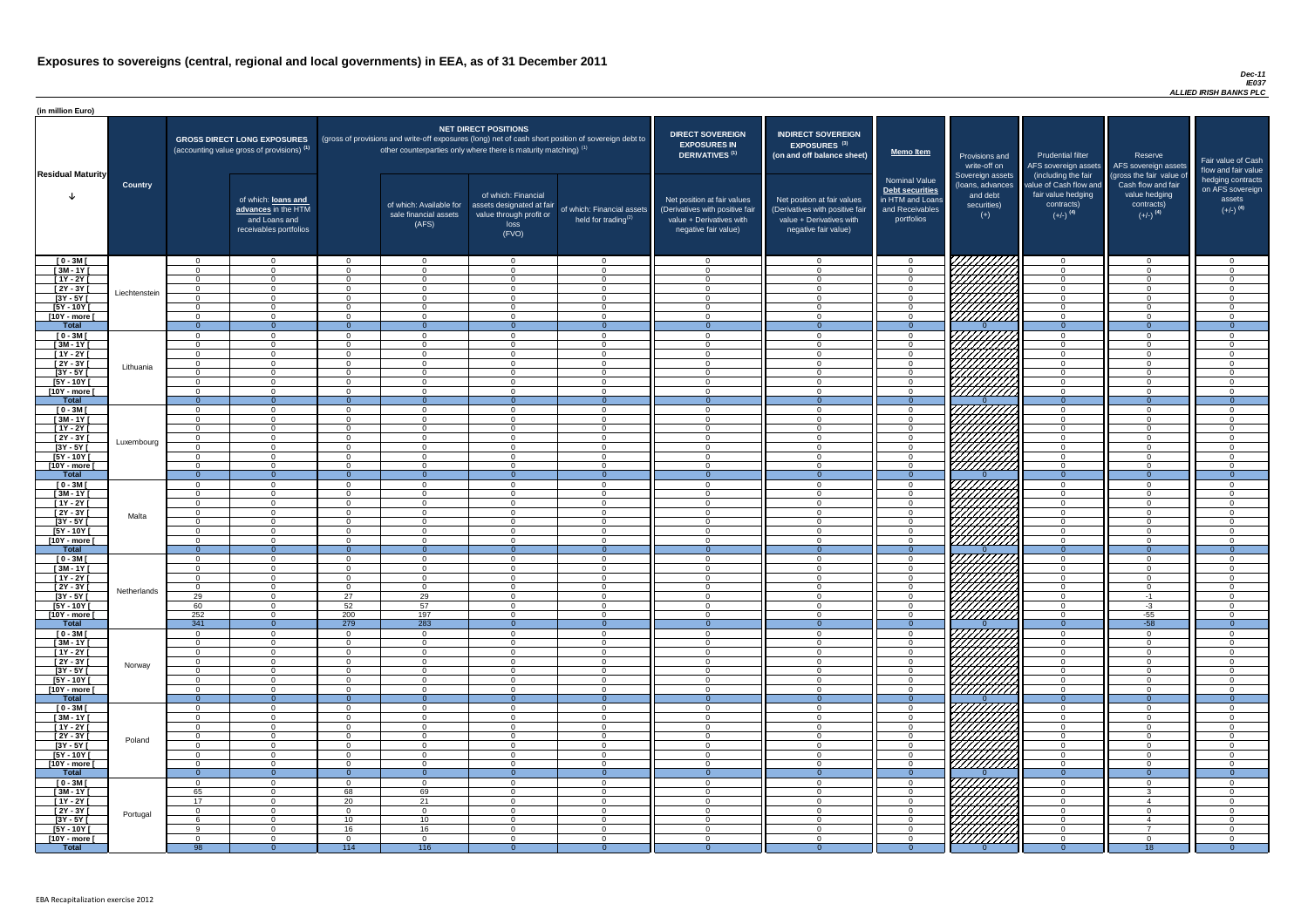# Exposures to sovereigns (central, regional and local governments) in EEA, as of 31 December 2011

*Dec-11*
*IE037*
*ALLIED IRISH BANKS PLC*

(in million Euro)

| Residual Maturity | Country | GROSS DIRECT LONG EXPOSURES (accounting value gross of provisions) (1) | of which: loans and advances in the HTM and Loans and receivables portfolios | NET DIRECT POSITIONS (gross of provisions and write-off exposures (long) net of cash short position of sovereign debt to other counterparties only where there is maturity matching) (1) | of which: Available for sale financial assets (AFS) | of which: Financial assets designated at fair value through profit or loss (FVO) | of which: Financial assets held for trading(2) | DIRECT SOVEREIGN EXPOSURES IN DERIVATIVES (1) Net position at fair values (Derivatives with positive fair value + Derivatives with negative fair value) | INDIRECT SOVEREIGN EXPOSURES (3) (on and off balance sheet) Net position at fair values (Derivatives with positive fair value + Derivatives with negative fair value) | Memo Item Nominal Value Debt securities in HTM and Loans and Receivables portfolios | Provisions and write-off on Sovereign assets (loans, advances and debt securities) (+) | Prudential filter AFS sovereign assets (including the fair value of Cash flow and fair value hedging contracts) (+/-) (4) | Reserve AFS sovereign assets (gross the fair value of Cash flow and fair value hedging contracts) (+/-) (4) | Fair value of Cash flow and fair value hedging contracts on AFS sovereign assets (+/-) (4) |
|---|---|---|---|---|---|---|---|---|---|---|---|---|---|---|
| [ 0 - 3M [ | Liechtenstein | 0 | 0 | 0 | 0 | 0 | 0 | 0 | 0 | 0 | | 0 | 0 | 0 |
| [ 3M - 1Y [ | | 0 | 0 | 0 | 0 | 0 | 0 | 0 | 0 | 0 | | 0 | 0 | 0 |
| [ 1Y - 2Y [ | | 0 | 0 | 0 | 0 | 0 | 0 | 0 | 0 | 0 | | 0 | 0 | 0 |
| [ 2Y - 3Y [ | | 0 | 0 | 0 | 0 | 0 | 0 | 0 | 0 | 0 | | 0 | 0 | 0 |
| [3Y - 5Y [ | | 0 | 0 | 0 | 0 | 0 | 0 | 0 | 0 | 0 | | 0 | 0 | 0 |
| [5Y - 10Y [ | | 0 | 0 | 0 | 0 | 0 | 0 | 0 | 0 | 0 | | 0 | 0 | 0 |
| [10Y - more [ | | 0 | 0 | 0 | 0 | 0 | 0 | 0 | 0 | 0 | | 0 | 0 | 0 |
| **Total** | | 0 | 0 | 0 | 0 | 0 | 0 | 0 | 0 | 0 | 0 | 0 | 0 | 0 |
| [ 0 - 3M [ | Lithuania | 0 | 0 | 0 | 0 | 0 | 0 | 0 | 0 | 0 | | 0 | 0 | 0 |
| [ 3M - 1Y [ | | 0 | 0 | 0 | 0 | 0 | 0 | 0 | 0 | 0 | | 0 | 0 | 0 |
| [ 1Y - 2Y [ | | 0 | 0 | 0 | 0 | 0 | 0 | 0 | 0 | 0 | | 0 | 0 | 0 |
| [ 2Y - 3Y [ | | 0 | 0 | 0 | 0 | 0 | 0 | 0 | 0 | 0 | | 0 | 0 | 0 |
| [3Y - 5Y [ | | 0 | 0 | 0 | 0 | 0 | 0 | 0 | 0 | 0 | | 0 | 0 | 0 |
| [5Y - 10Y [ | | 0 | 0 | 0 | 0 | 0 | 0 | 0 | 0 | 0 | | 0 | 0 | 0 |
| [10Y - more [ | | 0 | 0 | 0 | 0 | 0 | 0 | 0 | 0 | 0 | | 0 | 0 | 0 |
| **Total** | | 0 | 0 | 0 | 0 | 0 | 0 | 0 | 0 | 0 | 0 | 0 | 0 | 0 |
| [ 0 - 3M [ | Luxembourg | 0 | 0 | 0 | 0 | 0 | 0 | 0 | 0 | 0 | | 0 | 0 | 0 |
| [ 3M - 1Y [ | | 0 | 0 | 0 | 0 | 0 | 0 | 0 | 0 | 0 | | 0 | 0 | 0 |
| [ 1Y - 2Y [ | | 0 | 0 | 0 | 0 | 0 | 0 | 0 | 0 | 0 | | 0 | 0 | 0 |
| [ 2Y - 3Y [ | | 0 | 0 | 0 | 0 | 0 | 0 | 0 | 0 | 0 | | 0 | 0 | 0 |
| [3Y - 5Y [ | | 0 | 0 | 0 | 0 | 0 | 0 | 0 | 0 | 0 | | 0 | 0 | 0 |
| [5Y - 10Y [ | | 0 | 0 | 0 | 0 | 0 | 0 | 0 | 0 | 0 | | 0 | 0 | 0 |
| [10Y - more [ | | 0 | 0 | 0 | 0 | 0 | 0 | 0 | 0 | 0 | | 0 | 0 | 0 |
| **Total** | | 0 | 0 | 0 | 0 | 0 | 0 | 0 | 0 | 0 | 0 | 0 | 0 | 0 |
| [ 0 - 3M [ | Malta | 0 | 0 | 0 | 0 | 0 | 0 | 0 | 0 | 0 | | 0 | 0 | 0 |
| [ 3M - 1Y [ | | 0 | 0 | 0 | 0 | 0 | 0 | 0 | 0 | 0 | | 0 | 0 | 0 |
| [ 1Y - 2Y [ | | 0 | 0 | 0 | 0 | 0 | 0 | 0 | 0 | 0 | | 0 | 0 | 0 |
| [ 2Y - 3Y [ | | 0 | 0 | 0 | 0 | 0 | 0 | 0 | 0 | 0 | | 0 | 0 | 0 |
| [3Y - 5Y [ | | 0 | 0 | 0 | 0 | 0 | 0 | 0 | 0 | 0 | | 0 | 0 | 0 |
| [5Y - 10Y [ | | 0 | 0 | 0 | 0 | 0 | 0 | 0 | 0 | 0 | | 0 | 0 | 0 |
| [10Y - more [ | | 0 | 0 | 0 | 0 | 0 | 0 | 0 | 0 | 0 | | 0 | 0 | 0 |
| **Total** | | 0 | 0 | 0 | 0 | 0 | 0 | 0 | 0 | 0 | 0 | 0 | 0 | 0 |
| [ 0 - 3M [ | Netherlands | 0 | 0 | 0 | 0 | 0 | 0 | 0 | 0 | 0 | | 0 | 0 | 0 |
| [ 3M - 1Y [ | | 0 | 0 | 0 | 0 | 0 | 0 | 0 | 0 | 0 | | 0 | 0 | 0 |
| [ 1Y - 2Y [ | | 0 | 0 | 0 | 0 | 0 | 0 | 0 | 0 | 0 | | 0 | 0 | 0 |
| [ 2Y - 3Y [ | | 0 | 0 | 0 | 0 | 0 | 0 | 0 | 0 | 0 | | 0 | 0 | 0 |
| [3Y - 5Y [ | | 29 | 0 | 27 | 29 | 0 | 0 | 0 | 0 | 0 | | 0 | -1 | 0 |
| [5Y - 10Y [ | | 60 | 0 | 52 | 57 | 0 | 0 | 0 | 0 | 0 | | 0 | -3 | 0 |
| [10Y - more [ | | 252 | 0 | 200 | 197 | 0 | 0 | 0 | 0 | 0 | | 0 | -55 | 0 |
| **Total** | | 341 | 0 | 279 | 283 | 0 | 0 | 0 | 0 | 0 | 0 | 0 | -58 | 0 |
| [ 0 - 3M [ | Norway | 0 | 0 | 0 | 0 | 0 | 0 | 0 | 0 | 0 | | 0 | 0 | 0 |
| [ 3M - 1Y [ | | 0 | 0 | 0 | 0 | 0 | 0 | 0 | 0 | 0 | | 0 | 0 | 0 |
| [ 1Y - 2Y [ | | 0 | 0 | 0 | 0 | 0 | 0 | 0 | 0 | 0 | | 0 | 0 | 0 |
| [ 2Y - 3Y [ | | 0 | 0 | 0 | 0 | 0 | 0 | 0 | 0 | 0 | | 0 | 0 | 0 |
| [3Y - 5Y [ | | 0 | 0 | 0 | 0 | 0 | 0 | 0 | 0 | 0 | | 0 | 0 | 0 |
| [5Y - 10Y [ | | 0 | 0 | 0 | 0 | 0 | 0 | 0 | 0 | 0 | | 0 | 0 | 0 |
| [10Y - more [ | | 0 | 0 | 0 | 0 | 0 | 0 | 0 | 0 | 0 | | 0 | 0 | 0 |
| **Total** | | 0 | 0 | 0 | 0 | 0 | 0 | 0 | 0 | 0 | 0 | 0 | 0 | 0 |
| [ 0 - 3M [ | Poland | 0 | 0 | 0 | 0 | 0 | 0 | 0 | 0 | 0 | | 0 | 0 | 0 |
| [ 3M - 1Y [ | | 0 | 0 | 0 | 0 | 0 | 0 | 0 | 0 | 0 | | 0 | 0 | 0 |
| [ 1Y - 2Y [ | | 0 | 0 | 0 | 0 | 0 | 0 | 0 | 0 | 0 | | 0 | 0 | 0 |
| [ 2Y - 3Y [ | | 0 | 0 | 0 | 0 | 0 | 0 | 0 | 0 | 0 | | 0 | 0 | 0 |
| [3Y - 5Y [ | | 0 | 0 | 0 | 0 | 0 | 0 | 0 | 0 | 0 | | 0 | 0 | 0 |
| [5Y - 10Y [ | | 0 | 0 | 0 | 0 | 0 | 0 | 0 | 0 | 0 | | 0 | 0 | 0 |
| [10Y - more [ | | 0 | 0 | 0 | 0 | 0 | 0 | 0 | 0 | 0 | | 0 | 0 | 0 |
| **Total** | | 0 | 0 | 0 | 0 | 0 | 0 | 0 | 0 | 0 | 0 | 0 | 0 | 0 |
| [ 0 - 3M [ | Portugal | 0 | 0 | 0 | 0 | 0 | 0 | 0 | 0 | 0 | | 0 | 0 | 0 |
| [ 3M - 1Y [ | | 65 | 0 | 68 | 69 | 0 | 0 | 0 | 0 | 0 | | 0 | 3 | 0 |
| [ 1Y - 2Y [ | | 17 | 0 | 20 | 21 | 0 | 0 | 0 | 0 | 0 | | 0 | 4 | 0 |
| [ 2Y - 3Y [ | | 0 | 0 | 0 | 0 | 0 | 0 | 0 | 0 | 0 | | 0 | 0 | 0 |
| [3Y - 5Y [ | | 6 | 0 | 10 | 10 | 0 | 0 | 0 | 0 | 0 | | 0 | 4 | 0 |
| [5Y - 10Y [ | | 9 | 0 | 16 | 16 | 0 | 0 | 0 | 0 | 0 | | 0 | 7 | 0 |
| [10Y - more [ | | 0 | 0 | 0 | 0 | 0 | 0 | 0 | 0 | 0 | | 0 | 0 | 0 |
| **Total** | | 98 | 0 | 114 | 116 | 0 | 0 | 0 | 0 | 0 | 0 | 0 | 18 | 0 |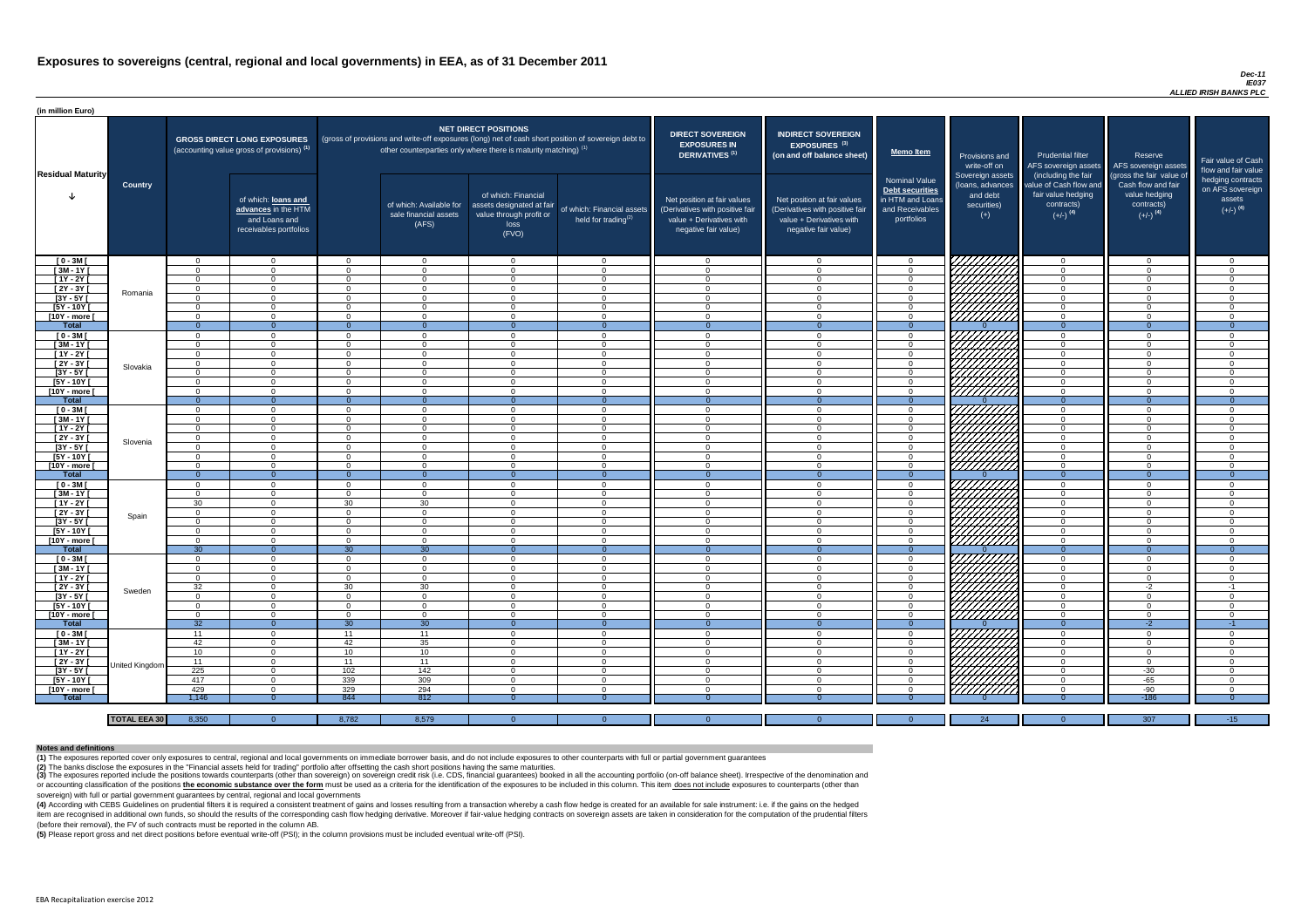# Exposures to sovereigns (central, regional and local governments) in EEA, as of 31 December 2011

*Dec-11*
*IE037*
*ALLIED IRISH BANKS PLC*

(in million Euro)

| Residual Maturity | Country | GROSS DIRECT LONG EXPOSURES (accounting value gross of provisions) (1) | of which: loans and advances in the HTM and Loans and receivables portfolios | NET DIRECT POSITIONS (gross of provisions and write-off exposures (long) net of cash short position of sovereign debt to other counterparties only where there is maturity matching) (1) | of which: Available for sale financial assets (AFS) | of which: Financial assets designated at fair value through profit or loss (FVO) | of which: Financial assets held for trading(2) | DIRECT SOVEREIGN EXPOSURES IN DERIVATIVES (1) Net position at fair values (Derivatives with positive fair value + Derivatives with negative fair value) | INDIRECT SOVEREIGN EXPOSURES (3) (on and off balance sheet) Net position at fair values (Derivatives with positive fair value + Derivatives with negative fair value) | Memo Item Nominal Value Debt securities in HTM and Loans and Receivables portfolios | Provisions and write-off on Sovereign assets (loans, advances and debt securities) (+) | Prudential filter AFS sovereign assets (including the fair value of Cash flow and fair value hedging contracts) (+/-) (4) | Reserve AFS sovereign assets (gross the fair value of Cash flow and fair value hedging contracts) (+/-) (4) | Fair value of Cash flow and fair value hedging contracts on AFS sovereign assets (+/-) (4) |
|---|---|---|---|---|---|---|---|---|---|---|---|---|---|---|
| [ 0 - 3M [ | Romania | 0 | 0 | 0 | 0 | 0 | 0 | 0 | 0 | 0 | | 0 | 0 | 0 |
| [ 3M - 1Y [ | | 0 | 0 | 0 | 0 | 0 | 0 | 0 | 0 | 0 | | 0 | 0 | 0 |
| [ 1Y - 2Y [ | | 0 | 0 | 0 | 0 | 0 | 0 | 0 | 0 | 0 | | 0 | 0 | 0 |
| [ 2Y - 3Y [ | | 0 | 0 | 0 | 0 | 0 | 0 | 0 | 0 | 0 | | 0 | 0 | 0 |
| [3Y - 5Y [ | | 0 | 0 | 0 | 0 | 0 | 0 | 0 | 0 | 0 | | 0 | 0 | 0 |
| [5Y - 10Y [ | | 0 | 0 | 0 | 0 | 0 | 0 | 0 | 0 | 0 | | 0 | 0 | 0 |
| [10Y - more [ | | 0 | 0 | 0 | 0 | 0 | 0 | 0 | 0 | 0 | | 0 | 0 | 0 |
| Total | | 0 | 0 | 0 | 0 | 0 | 0 | 0 | 0 | 0 | 0 | 0 | 0 | 0 |
| [ 0 - 3M [ | Slovakia | 0 | 0 | 0 | 0 | 0 | 0 | 0 | 0 | 0 | | 0 | 0 | 0 |
| [ 3M - 1Y [ | | 0 | 0 | 0 | 0 | 0 | 0 | 0 | 0 | 0 | | 0 | 0 | 0 |
| [ 1Y - 2Y [ | | 0 | 0 | 0 | 0 | 0 | 0 | 0 | 0 | 0 | | 0 | 0 | 0 |
| [ 2Y - 3Y [ | | 0 | 0 | 0 | 0 | 0 | 0 | 0 | 0 | 0 | | 0 | 0 | 0 |
| [3Y - 5Y [ | | 0 | 0 | 0 | 0 | 0 | 0 | 0 | 0 | 0 | | 0 | 0 | 0 |
| [5Y - 10Y [ | | 0 | 0 | 0 | 0 | 0 | 0 | 0 | 0 | 0 | | 0 | 0 | 0 |
| [10Y - more [ | | 0 | 0 | 0 | 0 | 0 | 0 | 0 | 0 | 0 | | 0 | 0 | 0 |
| Total | | 0 | 0 | 0 | 0 | 0 | 0 | 0 | 0 | 0 | 0 | 0 | 0 | 0 |
| [ 0 - 3M [ | Slovenia | 0 | 0 | 0 | 0 | 0 | 0 | 0 | 0 | 0 | | 0 | 0 | 0 |
| [ 3M - 1Y [ | | 0 | 0 | 0 | 0 | 0 | 0 | 0 | 0 | 0 | | 0 | 0 | 0 |
| [ 1Y - 2Y [ | | 0 | 0 | 0 | 0 | 0 | 0 | 0 | 0 | 0 | | 0 | 0 | 0 |
| [ 2Y - 3Y [ | | 0 | 0 | 0 | 0 | 0 | 0 | 0 | 0 | 0 | | 0 | 0 | 0 |
| [3Y - 5Y [ | | 0 | 0 | 0 | 0 | 0 | 0 | 0 | 0 | 0 | | 0 | 0 | 0 |
| [5Y - 10Y [ | | 0 | 0 | 0 | 0 | 0 | 0 | 0 | 0 | 0 | | 0 | 0 | 0 |
| [10Y - more [ | | 0 | 0 | 0 | 0 | 0 | 0 | 0 | 0 | 0 | | 0 | 0 | 0 |
| Total | | 0 | 0 | 0 | 0 | 0 | 0 | 0 | 0 | 0 | 0 | 0 | 0 | 0 |
| [ 0 - 3M [ | Spain | 0 | 0 | 0 | 0 | 0 | 0 | 0 | 0 | 0 | | 0 | 0 | 0 |
| [ 3M - 1Y [ | | 0 | 0 | 0 | 0 | 0 | 0 | 0 | 0 | 0 | | 0 | 0 | 0 |
| [ 1Y - 2Y [ | | 30 | 0 | 30 | 30 | 0 | 0 | 0 | 0 | 0 | | 0 | 0 | 0 |
| [ 2Y - 3Y [ | | 0 | 0 | 0 | 0 | 0 | 0 | 0 | 0 | 0 | | 0 | 0 | 0 |
| [3Y - 5Y [ | | 0 | 0 | 0 | 0 | 0 | 0 | 0 | 0 | 0 | | 0 | 0 | 0 |
| [5Y - 10Y [ | | 0 | 0 | 0 | 0 | 0 | 0 | 0 | 0 | 0 | | 0 | 0 | 0 |
| [10Y - more [ | | 0 | 0 | 0 | 0 | 0 | 0 | 0 | 0 | 0 | | 0 | 0 | 0 |
| Total | | 30 | 0 | 30 | 30 | 0 | 0 | 0 | 0 | 0 | 0 | 0 | 0 | 0 |
| [ 0 - 3M [ | Sweden | 0 | 0 | 0 | 0 | 0 | 0 | 0 | 0 | 0 | | 0 | 0 | 0 |
| [ 3M - 1Y [ | | 0 | 0 | 0 | 0 | 0 | 0 | 0 | 0 | 0 | | 0 | 0 | 0 |
| [ 1Y - 2Y [ | | 0 | 0 | 0 | 0 | 0 | 0 | 0 | 0 | 0 | | 0 | 0 | 0 |
| [ 2Y - 3Y [ | | 32 | 0 | 30 | 30 | 0 | 0 | 0 | 0 | 0 | | 0 | -2 | -1 |
| [3Y - 5Y [ | | 0 | 0 | 0 | 0 | 0 | 0 | 0 | 0 | 0 | | 0 | 0 | 0 |
| [5Y - 10Y [ | | 0 | 0 | 0 | 0 | 0 | 0 | 0 | 0 | 0 | | 0 | 0 | 0 |
| [10Y - more [ | | 0 | 0 | 0 | 0 | 0 | 0 | 0 | 0 | 0 | | 0 | 0 | 0 |
| Total | | 32 | 0 | 30 | 30 | 0 | 0 | 0 | 0 | 0 | 0 | 0 | -2 | -1 |
| [ 0 - 3M [ | United Kingdom | 11 | 0 | 11 | 11 | 0 | 0 | 0 | 0 | 0 | | 0 | 0 | 0 |
| [ 3M - 1Y [ | | 42 | 0 | 42 | 35 | 0 | 0 | 0 | 0 | 0 | | 0 | 0 | 0 |
| [ 1Y - 2Y [ | | 10 | 0 | 10 | 10 | 0 | 0 | 0 | 0 | 0 | | 0 | 0 | 0 |
| [ 2Y - 3Y [ | | 11 | 0 | 11 | 11 | 0 | 0 | 0 | 0 | 0 | | 0 | 0 | 0 |
| [3Y - 5Y [ | | 225 | 0 | 102 | 142 | 0 | 0 | 0 | 0 | 0 | | 0 | -30 | 0 |
| [5Y - 10Y [ | | 417 | 0 | 339 | 309 | 0 | 0 | 0 | 0 | 0 | | 0 | -65 | 0 |
| [10Y - more [ | | 429 | 0 | 329 | 294 | 0 | 0 | 0 | 0 | 0 | | 0 | -90 | 0 |
| Total | | 1,146 | 0 | 844 | 812 | 0 | 0 | 0 | 0 | 0 | 0 | 0 | -186 | 0 |
| **TOTAL EEA 30** | | 8,350 | 0 | 8,782 | 8,579 | 0 | 0 | 0 | 0 | 0 | 24 | 0 | 307 | -15 |

**Notes and definitions**

**(1)** The exposures reported cover only exposures to central, regional and local governments on immediate borrower basis, and do not include exposures to other counterparts with full or partial government guarantees

**(2)** The banks disclose the exposures in the "Financial assets held for trading" portfolio after offsetting the cash short positions having the same maturities.

**(3)** The exposures reported include the positions towards counterparts (other than sovereign) on sovereign credit risk (i.e. CDS, financial guarantees) booked in all the accounting portfolio (on-off balance sheet). Irrespective of the denomination and or accounting classification of the positions **the economic substance over the form** must be used as a criteria for the identification of the exposures to be included in this column. This item does not include exposures to counterparts (other than sovereign) with full or partial government guarantees by central, regional and local governments

**(4)** According with CEBS Guidelines on prudential filters it is required a consistent treatment of gains and losses resulting from a transaction whereby a cash flow hedge is created for an available for sale instrument: i.e. if the gains on the hedged item are recognised in additional own funds, so should the results of the corresponding cash flow hedging derivative. Moreover if fair-value hedging contracts on sovereign assets are taken in consideration for the computation of the prudential filters (before their removal), the FV of such contracts must be reported in the column AB.

**(5)** Please report gross and net direct positions before eventual write-off (PSI); in the column provisions must be included eventual write-off (PSI).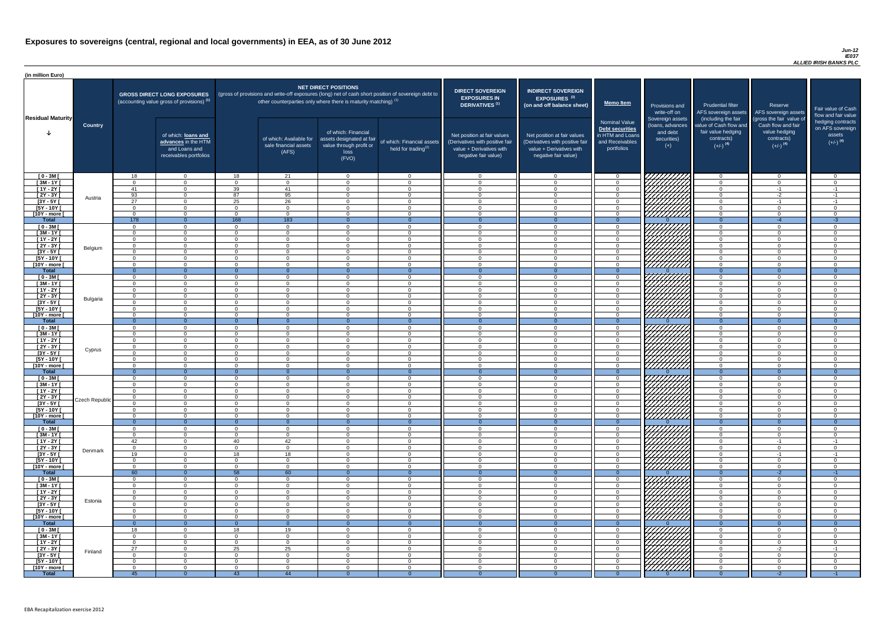# Exposures to sovereigns (central, regional and local governments) in EEA, as of 30 June 2012

*Jun-12*
*IE037*
*ALLIED IRISH BANKS PLC*

(in million Euro)

| Residual Maturity | Country | GROSS DIRECT LONG EXPOSURES (accounting value gross of provisions) (1) | of which: loans and advances in the HTM and Loans and receivables portfolios | NET DIRECT POSITIONS (gross of provisions and write-off exposures (long) net of cash short position of sovereign debt to other counterparties only where there is maturity matching) (1) | of which: Available for sale financial assets (AFS) | of which: Financial assets designated at fair value through profit or loss (FVO) | of which: Financial assets held for trading(2) | DIRECT SOVEREIGN EXPOSURES IN DERIVATIVES (1) Net position at fair values (Derivatives with positive fair value + Derivatives with negative fair value) | INDIRECT SOVEREIGN EXPOSURES (3) (on and off balance sheet) Net position at fair values (Derivatives with positive fair value + Derivatives with negative fair value) | Memo Item: Nominal Value Debt securities in HTM and Loans and Receivables portfolios | Provisions and write-off on Sovereign assets (loans, advances and debt securities) (+) | Prudential filter AFS sovereign assets (including the fair value of Cash flow and fair value hedging contracts) (+/-) (4) | Reserve AFS sovereign assets (gross the fair value of Cash flow and fair value hedging contracts) (+/-) (4) | Fair value of Cash flow and fair value hedging contracts on AFS sovereign assets (+/-) (4) |
|---|---|---|---|---|---|---|---|---|---|---|---|---|---|---|
| [ 0 - 3M [ | Austria | 18 | 0 | 18 | 21 | 0 | 0 | 0 | 0 | 0 | | 0 | 0 | 0 |
| [ 3M - 1Y [ | | 0 | 0 | 0 | 0 | 0 | 0 | 0 | 0 | 0 | | 0 | 0 | 0 |
| [ 1Y - 2Y [ | | 41 | 0 | 39 | 41 | 0 | 0 | 0 | 0 | 0 | | 0 | -1 | -1 |
| [ 2Y - 3Y [ | | 93 | 0 | 87 | 95 | 0 | 0 | 0 | 0 | 0 | | 0 | -2 | -1 |
| [3Y - 5Y [ | | 27 | 0 | 25 | 26 | 0 | 0 | 0 | 0 | 0 | | 0 | -1 | -1 |
| [5Y - 10Y [ | | 0 | 0 | 0 | 0 | 0 | 0 | 0 | 0 | 0 | | 0 | 0 | 0 |
| [10Y - more [ | | 0 | 0 | 0 | 0 | 0 | 0 | 0 | 0 | 0 | | 0 | 0 | 0 |
| Total | | 178 | 0 | 168 | 183 | 0 | 0 | 0 | 0 | 0 | 0 | 0 | -4 | -3 |
| [ 0 - 3M [ | Belgium | 0 | 0 | 0 | 0 | 0 | 0 | 0 | 0 | 0 | | 0 | 0 | 0 |
| [ 3M - 1Y [ | | 0 | 0 | 0 | 0 | 0 | 0 | 0 | 0 | 0 | | 0 | 0 | 0 |
| [ 1Y - 2Y [ | | 0 | 0 | 0 | 0 | 0 | 0 | 0 | 0 | 0 | | 0 | 0 | 0 |
| [ 2Y - 3Y [ | | 0 | 0 | 0 | 0 | 0 | 0 | 0 | 0 | 0 | | 0 | 0 | 0 |
| [3Y - 5Y [ | | 0 | 0 | 0 | 0 | 0 | 0 | 0 | 0 | 0 | | 0 | 0 | 0 |
| [5Y - 10Y [ | | 0 | 0 | 0 | 0 | 0 | 0 | 0 | 0 | 0 | | 0 | 0 | 0 |
| [10Y - more [ | | 0 | 0 | 0 | 0 | 0 | 0 | 0 | 0 | 0 | | 0 | 0 | 0 |
| Total | | 0 | 0 | 0 | 0 | 0 | 0 | 0 | 0 | 0 | 0 | 0 | 0 | 0 |
| [ 0 - 3M [ | Bulgaria | 0 | 0 | 0 | 0 | 0 | 0 | 0 | 0 | 0 | | 0 | 0 | 0 |
| [ 3M - 1Y [ | | 0 | 0 | 0 | 0 | 0 | 0 | 0 | 0 | 0 | | 0 | 0 | 0 |
| [ 1Y - 2Y [ | | 0 | 0 | 0 | 0 | 0 | 0 | 0 | 0 | 0 | | 0 | 0 | 0 |
| [ 2Y - 3Y [ | | 0 | 0 | 0 | 0 | 0 | 0 | 0 | 0 | 0 | | 0 | 0 | 0 |
| [3Y - 5Y [ | | 0 | 0 | 0 | 0 | 0 | 0 | 0 | 0 | 0 | | 0 | 0 | 0 |
| [5Y - 10Y [ | | 0 | 0 | 0 | 0 | 0 | 0 | 0 | 0 | 0 | | 0 | 0 | 0 |
| [10Y - more [ | | 0 | 0 | 0 | 0 | 0 | 0 | 0 | 0 | 0 | | 0 | 0 | 0 |
| Total | | 0 | 0 | 0 | 0 | 0 | 0 | 0 | 0 | 0 | 0 | 0 | 0 | 0 |
| [ 0 - 3M [ | Cyprus | 0 | 0 | 0 | 0 | 0 | 0 | 0 | 0 | 0 | | 0 | 0 | 0 |
| [ 3M - 1Y [ | | 0 | 0 | 0 | 0 | 0 | 0 | 0 | 0 | 0 | | 0 | 0 | 0 |
| [ 1Y - 2Y [ | | 0 | 0 | 0 | 0 | 0 | 0 | 0 | 0 | 0 | | 0 | 0 | 0 |
| [ 2Y - 3Y [ | | 0 | 0 | 0 | 0 | 0 | 0 | 0 | 0 | 0 | | 0 | 0 | 0 |
| [3Y - 5Y [ | | 0 | 0 | 0 | 0 | 0 | 0 | 0 | 0 | 0 | | 0 | 0 | 0 |
| [5Y - 10Y [ | | 0 | 0 | 0 | 0 | 0 | 0 | 0 | 0 | 0 | | 0 | 0 | 0 |
| [10Y - more [ | | 0 | 0 | 0 | 0 | 0 | 0 | 0 | 0 | 0 | | 0 | 0 | 0 |
| Total | | 0 | 0 | 0 | 0 | 0 | 0 | 0 | 0 | 0 | 0 | 0 | 0 | 0 |
| [ 0 - 3M [ | Czech Republic | 0 | 0 | 0 | 0 | 0 | 0 | 0 | 0 | 0 | | 0 | 0 | 0 |
| [ 3M - 1Y [ | | 0 | 0 | 0 | 0 | 0 | 0 | 0 | 0 | 0 | | 0 | 0 | 0 |
| [ 1Y - 2Y [ | | 0 | 0 | 0 | 0 | 0 | 0 | 0 | 0 | 0 | | 0 | 0 | 0 |
| [ 2Y - 3Y [ | | 0 | 0 | 0 | 0 | 0 | 0 | 0 | 0 | 0 | | 0 | 0 | 0 |
| [3Y - 5Y [ | | 0 | 0 | 0 | 0 | 0 | 0 | 0 | 0 | 0 | | 0 | 0 | 0 |
| [5Y - 10Y [ | | 0 | 0 | 0 | 0 | 0 | 0 | 0 | 0 | 0 | | 0 | 0 | 0 |
| [10Y - more [ | | 0 | 0 | 0 | 0 | 0 | 0 | 0 | 0 | 0 | | 0 | 0 | 0 |
| Total | | 0 | 0 | 0 | 0 | 0 | 0 | 0 | 0 | 0 | 0 | 0 | 0 | 0 |
| [ 0 - 3M [ | Denmark | 0 | 0 | 0 | 0 | 0 | 0 | 0 | 0 | 0 | | 0 | 0 | 0 |
| [ 3M - 1Y [ | | 0 | 0 | 0 | 0 | 0 | 0 | 0 | 0 | 0 | | 0 | 0 | 0 |
| [ 1Y - 2Y [ | | 42 | 0 | 40 | 42 | 0 | 0 | 0 | 0 | 0 | | 0 | -1 | -1 |
| [ 2Y - 3Y [ | | 0 | 0 | 0 | 0 | 0 | 0 | 0 | 0 | 0 | | 0 | 0 | 0 |
| [3Y - 5Y [ | | 19 | 0 | 18 | 18 | 0 | 0 | 0 | 0 | 0 | | 0 | -1 | -1 |
| [5Y - 10Y [ | | 0 | 0 | 0 | 0 | 0 | 0 | 0 | 0 | 0 | | 0 | 0 | 0 |
| [10Y - more [ | | 0 | 0 | 0 | 0 | 0 | 0 | 0 | 0 | 0 | | 0 | 0 | 0 |
| Total | | 60 | 0 | 58 | 60 | 0 | 0 | 0 | 0 | 0 | 0 | 0 | -2 | -1 |
| [ 0 - 3M [ | Estonia | 0 | 0 | 0 | 0 | 0 | 0 | 0 | 0 | 0 | | 0 | 0 | 0 |
| [ 3M - 1Y [ | | 0 | 0 | 0 | 0 | 0 | 0 | 0 | 0 | 0 | | 0 | 0 | 0 |
| [ 1Y - 2Y [ | | 0 | 0 | 0 | 0 | 0 | 0 | 0 | 0 | 0 | | 0 | 0 | 0 |
| [ 2Y - 3Y [ | | 0 | 0 | 0 | 0 | 0 | 0 | 0 | 0 | 0 | | 0 | 0 | 0 |
| [3Y - 5Y [ | | 0 | 0 | 0 | 0 | 0 | 0 | 0 | 0 | 0 | | 0 | 0 | 0 |
| [5Y - 10Y [ | | 0 | 0 | 0 | 0 | 0 | 0 | 0 | 0 | 0 | | 0 | 0 | 0 |
| [10Y - more [ | | 0 | 0 | 0 | 0 | 0 | 0 | 0 | 0 | 0 | | 0 | 0 | 0 |
| Total | | 0 | 0 | 0 | 0 | 0 | 0 | 0 | 0 | 0 | 0 | 0 | 0 | 0 |
| [ 0 - 3M [ | Finland | 18 | 0 | 18 | 19 | 0 | 0 | 0 | 0 | 0 | | 0 | 0 | 0 |
| [ 3M - 1Y [ | | 0 | 0 | 0 | 0 | 0 | 0 | 0 | 0 | 0 | | 0 | 0 | 0 |
| [ 1Y - 2Y [ | | 0 | 0 | 0 | 0 | 0 | 0 | 0 | 0 | 0 | | 0 | 0 | 0 |
| [ 2Y - 3Y [ | | 27 | 0 | 25 | 25 | 0 | 0 | 0 | 0 | 0 | | 0 | -2 | -1 |
| [3Y - 5Y [ | | 0 | 0 | 0 | 0 | 0 | 0 | 0 | 0 | 0 | | 0 | 0 | 0 |
| [5Y - 10Y [ | | 0 | 0 | 0 | 0 | 0 | 0 | 0 | 0 | 0 | | 0 | 0 | 0 |
| [10Y - more [ | | 0 | 0 | 0 | 0 | 0 | 0 | 0 | 0 | 0 | | 0 | 0 | 0 |
| Total | | 45 | 0 | 43 | 44 | 0 | 0 | 0 | 0 | 0 | 0 | 0 | -2 | -1 |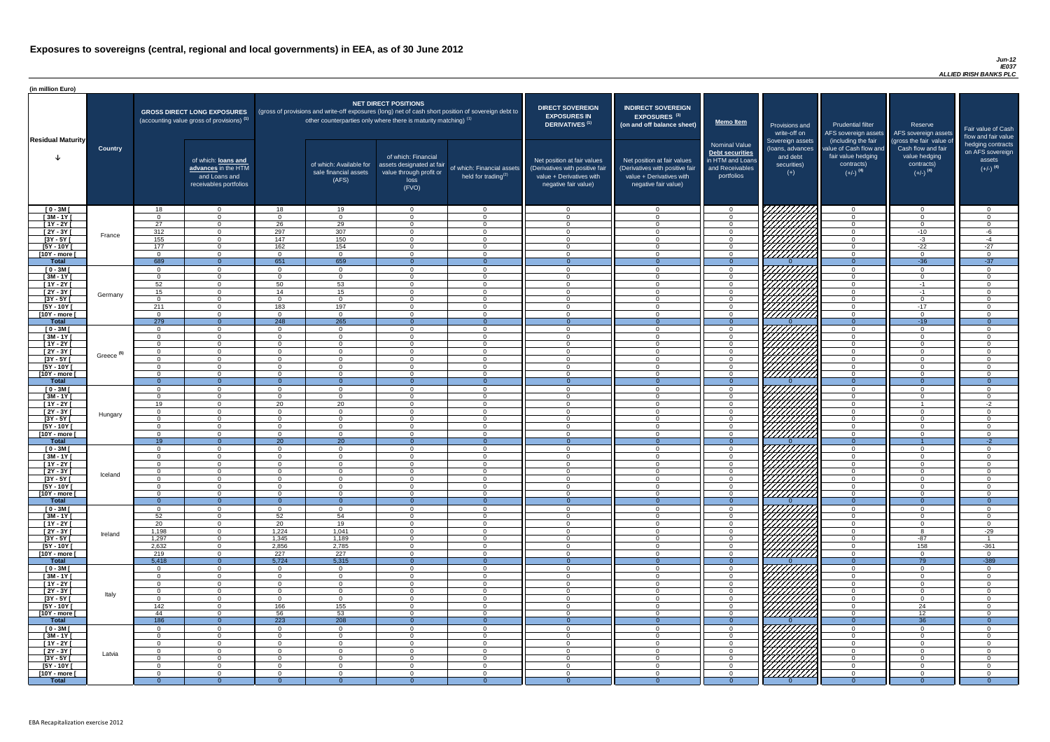# Exposures to sovereigns (central, regional and local governments) in EEA, as of 30 June 2012

*Jun-12*
*IE037*
*ALLIED IRISH BANKS PLC*

(in million Euro)

| Residual Maturity | Country | GROSS DIRECT LONG EXPOSURES (accounting value gross of provisions) (1) | of which: loans and advances in the HTM and Loans and receivables portfolios | NET DIRECT POSITIONS (gross of provisions and write-off exposures (long) net of cash short position of sovereign debt to other counterparties only where there is maturity matching) (1) | of which: Available for sale financial assets (AFS) | of which: Financial assets designated at fair value through profit or loss (FVO) | of which: Financial assets held for trading(2) | DIRECT SOVEREIGN EXPOSURES IN DERIVATIVES (1) Net position at fair values (Derivatives with positive fair value + Derivatives with negative fair value) | INDIRECT SOVEREIGN EXPOSURES (3) (on and off balance sheet) Net position at fair values (Derivatives with positive fair value + Derivatives with negative fair value) | Memo Item: Nominal Value Debt securities in HTM and Loans and Receivables portfolios | Provisions and write-off on Sovereign assets (loans, advances and debt securities) (+) | Prudential filter AFS sovereign assets (including the fair value of Cash flow and fair value hedging contracts) (+/-) (4) | Reserve AFS sovereign assets (gross the fair value of Cash flow and fair value hedging contracts) (+/-) (4) | Fair value of Cash flow and fair value hedging contracts on AFS sovereign assets (+/-) (4) |
|---|---|---|---|---|---|---|---|---|---|---|---|---|---|---|
| [ 0 - 3M [ | France | 18 | 0 | 18 | 19 | 0 | 0 | 0 | 0 | 0 | | 0 | 0 | 0 |
| [ 3M - 1Y [ | | 0 | 0 | 0 | 0 | 0 | 0 | 0 | 0 | 0 | | 0 | 0 | 0 |
| [ 1Y - 2Y [ | | 27 | 0 | 26 | 29 | 0 | 0 | 0 | 0 | 0 | | 0 | 0 | 0 |
| [ 2Y - 3Y [ | | 312 | 0 | 297 | 307 | 0 | 0 | 0 | 0 | 0 | | 0 | -10 | -6 |
| [3Y - 5Y [ | | 155 | 0 | 147 | 150 | 0 | 0 | 0 | 0 | 0 | | 0 | -3 | -4 |
| [5Y - 10Y [ | | 177 | 0 | 162 | 154 | 0 | 0 | 0 | 0 | 0 | | 0 | -22 | -27 |
| [10Y - more [ | | 0 | 0 | 0 | 0 | 0 | 0 | 0 | 0 | 0 | | 0 | 0 | 0 |
| **Total** | | 689 | 0 | 651 | 659 | 0 | 0 | 0 | 0 | 0 | 0 | 0 | -36 | -37 |
| [ 0 - 3M [ | Germany | 0 | 0 | 0 | 0 | 0 | 0 | 0 | 0 | 0 | | 0 | 0 | 0 |
| [ 3M - 1Y [ | | 0 | 0 | 0 | 0 | 0 | 0 | 0 | 0 | 0 | | 0 | 0 | 0 |
| [ 1Y - 2Y [ | | 52 | 0 | 50 | 53 | 0 | 0 | 0 | 0 | 0 | | 0 | -1 | 0 |
| [ 2Y - 3Y [ | | 15 | 0 | 14 | 15 | 0 | 0 | 0 | 0 | 0 | | 0 | -1 | 0 |
| [3Y - 5Y [ | | 0 | 0 | 0 | 0 | 0 | 0 | 0 | 0 | 0 | | 0 | 0 | 0 |
| [5Y - 10Y [ | | 211 | 0 | 183 | 197 | 0 | 0 | 0 | 0 | 0 | | 0 | -17 | 0 |
| [10Y - more [ | | 0 | 0 | 0 | 0 | 0 | 0 | 0 | 0 | 0 | | 0 | 0 | 0 |
| **Total** | | 279 | 0 | 248 | 265 | 0 | 0 | 0 | 0 | 0 | 0 | 0 | -19 | 0 |
| [ 0 - 3M [ | Greece (5) | 0 | 0 | 0 | 0 | 0 | 0 | 0 | 0 | 0 | | 0 | 0 | 0 |
| [ 3M - 1Y [ | | 0 | 0 | 0 | 0 | 0 | 0 | 0 | 0 | 0 | | 0 | 0 | 0 |
| [ 1Y - 2Y [ | | 0 | 0 | 0 | 0 | 0 | 0 | 0 | 0 | 0 | | 0 | 0 | 0 |
| [ 2Y - 3Y [ | | 0 | 0 | 0 | 0 | 0 | 0 | 0 | 0 | 0 | | 0 | 0 | 0 |
| [3Y - 5Y [ | | 0 | 0 | 0 | 0 | 0 | 0 | 0 | 0 | 0 | | 0 | 0 | 0 |
| [5Y - 10Y [ | | 0 | 0 | 0 | 0 | 0 | 0 | 0 | 0 | 0 | | 0 | 0 | 0 |
| [10Y - more [ | | 0 | 0 | 0 | 0 | 0 | 0 | 0 | 0 | 0 | | 0 | 0 | 0 |
| **Total** | | 0 | 0 | 0 | 0 | 0 | 0 | 0 | 0 | 0 | 0 | 0 | 0 | 0 |
| [ 0 - 3M [ | Hungary | 0 | 0 | 0 | 0 | 0 | 0 | 0 | 0 | 0 | | 0 | 0 | 0 |
| [ 3M - 1Y [ | | 0 | 0 | 0 | 0 | 0 | 0 | 0 | 0 | 0 | | 0 | 0 | 0 |
| [ 1Y - 2Y [ | | 19 | 0 | 20 | 20 | 0 | 0 | 0 | 0 | 0 | | 0 | 1 | -2 |
| [ 2Y - 3Y [ | | 0 | 0 | 0 | 0 | 0 | 0 | 0 | 0 | 0 | | 0 | 0 | 0 |
| [3Y - 5Y [ | | 0 | 0 | 0 | 0 | 0 | 0 | 0 | 0 | 0 | | 0 | 0 | 0 |
| [5Y - 10Y [ | | 0 | 0 | 0 | 0 | 0 | 0 | 0 | 0 | 0 | | 0 | 0 | 0 |
| [10Y - more [ | | 0 | 0 | 0 | 0 | 0 | 0 | 0 | 0 | 0 | | 0 | 0 | 0 |
| **Total** | | 19 | 0 | 20 | 20 | 0 | 0 | 0 | 0 | 0 | 0 | 0 | 1 | -2 |
| [ 0 - 3M [ | Iceland | 0 | 0 | 0 | 0 | 0 | 0 | 0 | 0 | 0 | | 0 | 0 | 0 |
| [ 3M - 1Y [ | | 0 | 0 | 0 | 0 | 0 | 0 | 0 | 0 | 0 | | 0 | 0 | 0 |
| [ 1Y - 2Y [ | | 0 | 0 | 0 | 0 | 0 | 0 | 0 | 0 | 0 | | 0 | 0 | 0 |
| [ 2Y - 3Y [ | | 0 | 0 | 0 | 0 | 0 | 0 | 0 | 0 | 0 | | 0 | 0 | 0 |
| [3Y - 5Y [ | | 0 | 0 | 0 | 0 | 0 | 0 | 0 | 0 | 0 | | 0 | 0 | 0 |
| [5Y - 10Y [ | | 0 | 0 | 0 | 0 | 0 | 0 | 0 | 0 | 0 | | 0 | 0 | 0 |
| [10Y - more [ | | 0 | 0 | 0 | 0 | 0 | 0 | 0 | 0 | 0 | | 0 | 0 | 0 |
| **Total** | | 0 | 0 | 0 | 0 | 0 | 0 | 0 | 0 | 0 | 0 | 0 | 0 | 0 |
| [ 0 - 3M [ | Ireland | 0 | 0 | 0 | 0 | 0 | 0 | 0 | 0 | 0 | | 0 | 0 | 0 |
| [ 3M - 1Y [ | | 52 | 0 | 52 | 54 | 0 | 0 | 0 | 0 | 0 | | 0 | 0 | 0 |
| [ 1Y - 2Y [ | | 20 | 0 | 20 | 19 | 0 | 0 | 0 | 0 | 0 | | 0 | 0 | 0 |
| [ 2Y - 3Y [ | | 1,198 | 0 | 1,224 | 1,041 | 0 | 0 | 0 | 0 | 0 | | 0 | 8 | -29 |
| [3Y - 5Y [ | | 1,297 | 0 | 1,345 | 1,189 | 0 | 0 | 0 | 0 | 0 | | 0 | -87 | 1 |
| [5Y - 10Y [ | | 2,632 | 0 | 2,856 | 2,785 | 0 | 0 | 0 | 0 | 0 | | 0 | 158 | -361 |
| [10Y - more [ | | 219 | 0 | 227 | 227 | 0 | 0 | 0 | 0 | 0 | | 0 | 0 | 0 |
| **Total** | | 5,418 | 0 | 5,724 | 5,315 | 0 | 0 | 0 | 0 | 0 | 0 | 0 | 79 | -389 |
| [ 0 - 3M [ | Italy | 0 | 0 | 0 | 0 | 0 | 0 | 0 | 0 | 0 | | 0 | 0 | 0 |
| [ 3M - 1Y [ | | 0 | 0 | 0 | 0 | 0 | 0 | 0 | 0 | 0 | | 0 | 0 | 0 |
| [ 1Y - 2Y [ | | 0 | 0 | 0 | 0 | 0 | 0 | 0 | 0 | 0 | | 0 | 0 | 0 |
| [ 2Y - 3Y [ | | 0 | 0 | 0 | 0 | 0 | 0 | 0 | 0 | 0 | | 0 | 0 | 0 |
| [3Y - 5Y [ | | 0 | 0 | 0 | 0 | 0 | 0 | 0 | 0 | 0 | | 0 | 0 | 0 |
| [5Y - 10Y [ | | 142 | 0 | 166 | 155 | 0 | 0 | 0 | 0 | 0 | | 0 | 24 | 0 |
| [10Y - more [ | | 44 | 0 | 56 | 53 | 0 | 0 | 0 | 0 | 0 | | 0 | 12 | 0 |
| **Total** | | 186 | 0 | 223 | 208 | 0 | 0 | 0 | 0 | 0 | 0 | 0 | 36 | 0 |
| [ 0 - 3M [ | Latvia | 0 | 0 | 0 | 0 | 0 | 0 | 0 | 0 | 0 | | 0 | 0 | 0 |
| [ 3M - 1Y [ | | 0 | 0 | 0 | 0 | 0 | 0 | 0 | 0 | 0 | | 0 | 0 | 0 |
| [ 1Y - 2Y [ | | 0 | 0 | 0 | 0 | 0 | 0 | 0 | 0 | 0 | | 0 | 0 | 0 |
| [ 2Y - 3Y [ | | 0 | 0 | 0 | 0 | 0 | 0 | 0 | 0 | 0 | | 0 | 0 | 0 |
| [3Y - 5Y [ | | 0 | 0 | 0 | 0 | 0 | 0 | 0 | 0 | 0 | | 0 | 0 | 0 |
| [5Y - 10Y [ | | 0 | 0 | 0 | 0 | 0 | 0 | 0 | 0 | 0 | | 0 | 0 | 0 |
| [10Y - more [ | | 0 | 0 | 0 | 0 | 0 | 0 | 0 | 0 | 0 | | 0 | 0 | 0 |
| **Total** | | 0 | 0 | 0 | 0 | 0 | 0 | 0 | 0 | 0 | 0 | 0 | 0 | 0 |

EBA Recapitalization exercise 2012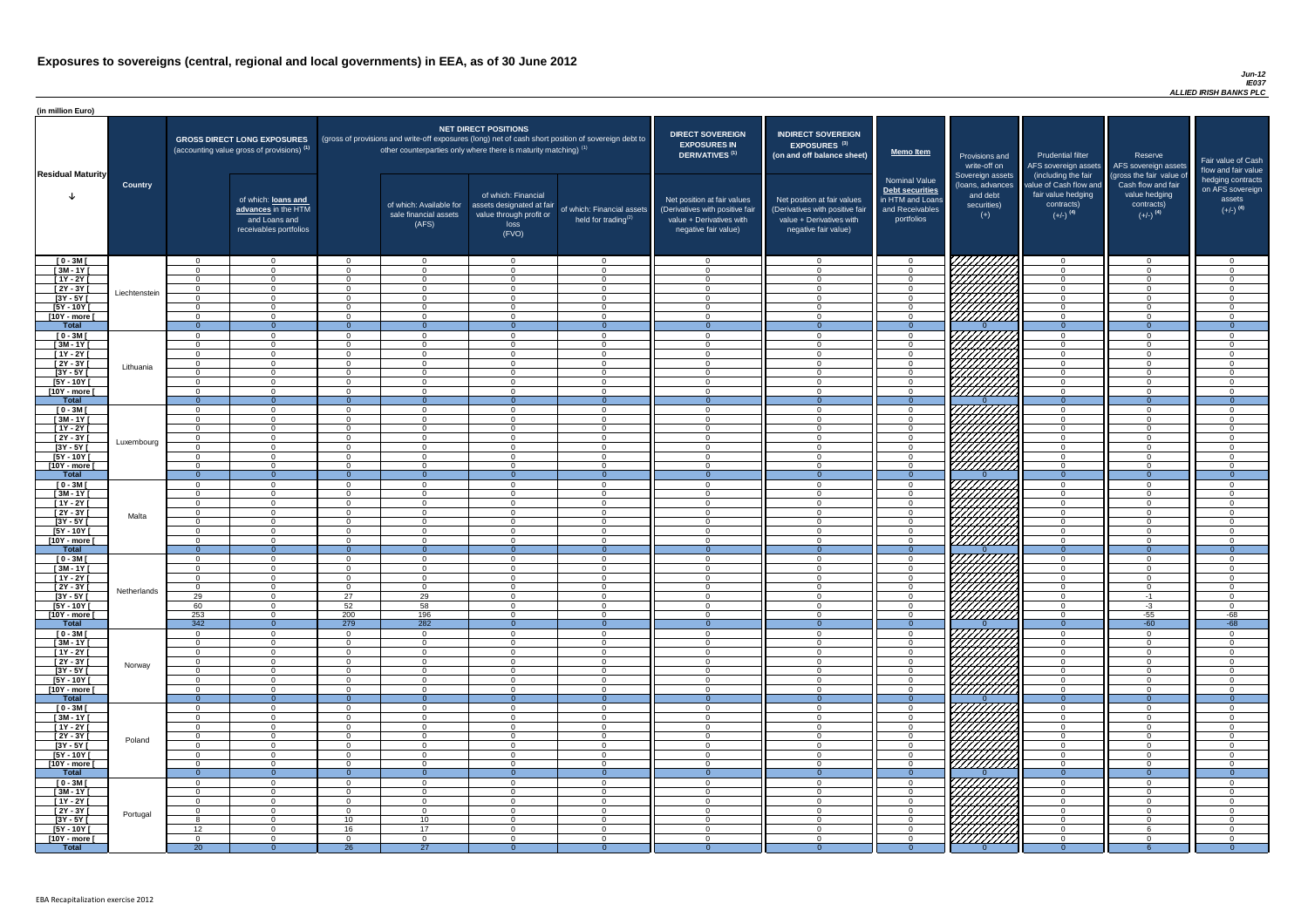# Exposures to sovereigns (central, regional and local governments) in EEA, as of 30 June 2012

*Jun-12*
*IE037*
*ALLIED IRISH BANKS PLC*

(in million Euro)

| Residual Maturity | Country | GROSS DIRECT LONG EXPOSURES (accounting value gross of provisions) (1) | of which: loans and advances in the HTM and Loans and receivables portfolios | NET DIRECT POSITIONS (gross of provisions and write-off exposures (long) net of cash short position of sovereign debt to other counterparties only where there is maturity matching) (1) | of which: Available for sale financial assets (AFS) | of which: Financial assets designated at fair value through profit or loss (FVO) | of which: Financial assets held for trading(2) | DIRECT SOVEREIGN EXPOSURES IN DERIVATIVES (1) Net position at fair values (Derivatives with positive fair value + Derivatives with negative fair value) | INDIRECT SOVEREIGN EXPOSURES (3) (on and off balance sheet) Net position at fair values (Derivatives with positive fair value + Derivatives with negative fair value) | Memo Item: Nominal Value Debt securities in HTM and Loans and Receivables portfolios | Provisions and write-off on Sovereign assets (loans, advances and debt securities) (+) | Prudential filter AFS sovereign assets (including the fair value of Cash flow and fair value hedging contracts) (+/-) (4) | Reserve AFS sovereign assets (gross the fair value of Cash flow and fair value hedging contracts) (+/-) (4) | Fair value of Cash flow and fair value hedging contracts on AFS sovereign assets (+/-) (4) |
|---|---|---|---|---|---|---|---|---|---|---|---|---|---|---|
| [ 0 - 3M [ | Liechtenstein | 0 | 0 | 0 | 0 | 0 | 0 | 0 | 0 | 0 | | 0 | 0 | 0 |
| [ 3M - 1Y [ | | 0 | 0 | 0 | 0 | 0 | 0 | 0 | 0 | 0 | | 0 | 0 | 0 |
| [ 1Y - 2Y [ | | 0 | 0 | 0 | 0 | 0 | 0 | 0 | 0 | 0 | | 0 | 0 | 0 |
| [ 2Y - 3Y [ | | 0 | 0 | 0 | 0 | 0 | 0 | 0 | 0 | 0 | | 0 | 0 | 0 |
| [3Y - 5Y [ | | 0 | 0 | 0 | 0 | 0 | 0 | 0 | 0 | 0 | | 0 | 0 | 0 |
| [5Y - 10Y [ | | 0 | 0 | 0 | 0 | 0 | 0 | 0 | 0 | 0 | | 0 | 0 | 0 |
| [10Y - more [ | | 0 | 0 | 0 | 0 | 0 | 0 | 0 | 0 | 0 | | 0 | 0 | 0 |
| Total | | 0 | 0 | 0 | 0 | 0 | 0 | 0 | 0 | 0 | 0 | 0 | 0 | 0 |
| [ 0 - 3M [ | Lithuania | 0 | 0 | 0 | 0 | 0 | 0 | 0 | 0 | 0 | | 0 | 0 | 0 |
| [ 3M - 1Y [ | | 0 | 0 | 0 | 0 | 0 | 0 | 0 | 0 | 0 | | 0 | 0 | 0 |
| [ 1Y - 2Y [ | | 0 | 0 | 0 | 0 | 0 | 0 | 0 | 0 | 0 | | 0 | 0 | 0 |
| [ 2Y - 3Y [ | | 0 | 0 | 0 | 0 | 0 | 0 | 0 | 0 | 0 | | 0 | 0 | 0 |
| [3Y - 5Y [ | | 0 | 0 | 0 | 0 | 0 | 0 | 0 | 0 | 0 | | 0 | 0 | 0 |
| [5Y - 10Y [ | | 0 | 0 | 0 | 0 | 0 | 0 | 0 | 0 | 0 | | 0 | 0 | 0 |
| [10Y - more [ | | 0 | 0 | 0 | 0 | 0 | 0 | 0 | 0 | 0 | | 0 | 0 | 0 |
| Total | | 0 | 0 | 0 | 0 | 0 | 0 | 0 | 0 | 0 | 0 | 0 | 0 | 0 |
| [ 0 - 3M [ | Luxembourg | 0 | 0 | 0 | 0 | 0 | 0 | 0 | 0 | 0 | | 0 | 0 | 0 |
| [ 3M - 1Y [ | | 0 | 0 | 0 | 0 | 0 | 0 | 0 | 0 | 0 | | 0 | 0 | 0 |
| [ 1Y - 2Y [ | | 0 | 0 | 0 | 0 | 0 | 0 | 0 | 0 | 0 | | 0 | 0 | 0 |
| [ 2Y - 3Y [ | | 0 | 0 | 0 | 0 | 0 | 0 | 0 | 0 | 0 | | 0 | 0 | 0 |
| [3Y - 5Y [ | | 0 | 0 | 0 | 0 | 0 | 0 | 0 | 0 | 0 | | 0 | 0 | 0 |
| [5Y - 10Y [ | | 0 | 0 | 0 | 0 | 0 | 0 | 0 | 0 | 0 | | 0 | 0 | 0 |
| [10Y - more [ | | 0 | 0 | 0 | 0 | 0 | 0 | 0 | 0 | 0 | | 0 | 0 | 0 |
| Total | | 0 | 0 | 0 | 0 | 0 | 0 | 0 | 0 | 0 | 0 | 0 | 0 | 0 |
| [ 0 - 3M [ | Malta | 0 | 0 | 0 | 0 | 0 | 0 | 0 | 0 | 0 | | 0 | 0 | 0 |
| [ 3M - 1Y [ | | 0 | 0 | 0 | 0 | 0 | 0 | 0 | 0 | 0 | | 0 | 0 | 0 |
| [ 1Y - 2Y [ | | 0 | 0 | 0 | 0 | 0 | 0 | 0 | 0 | 0 | | 0 | 0 | 0 |
| [ 2Y - 3Y [ | | 0 | 0 | 0 | 0 | 0 | 0 | 0 | 0 | 0 | | 0 | 0 | 0 |
| [3Y - 5Y [ | | 0 | 0 | 0 | 0 | 0 | 0 | 0 | 0 | 0 | | 0 | 0 | 0 |
| [5Y - 10Y [ | | 0 | 0 | 0 | 0 | 0 | 0 | 0 | 0 | 0 | | 0 | 0 | 0 |
| [10Y - more [ | | 0 | 0 | 0 | 0 | 0 | 0 | 0 | 0 | 0 | | 0 | 0 | 0 |
| Total | | 0 | 0 | 0 | 0 | 0 | 0 | 0 | 0 | 0 | 0 | 0 | 0 | 0 |
| [ 0 - 3M [ | Netherlands | 0 | 0 | 0 | 0 | 0 | 0 | 0 | 0 | 0 | | 0 | 0 | 0 |
| [ 3M - 1Y [ | | 0 | 0 | 0 | 0 | 0 | 0 | 0 | 0 | 0 | | 0 | 0 | 0 |
| [ 1Y - 2Y [ | | 0 | 0 | 0 | 0 | 0 | 0 | 0 | 0 | 0 | | 0 | 0 | 0 |
| [ 2Y - 3Y [ | | 0 | 0 | 0 | 0 | 0 | 0 | 0 | 0 | 0 | | 0 | 0 | 0 |
| [3Y - 5Y [ | | 29 | 0 | 27 | 29 | 0 | 0 | 0 | 0 | 0 | | 0 | -1 | 0 |
| [5Y - 10Y [ | | 60 | 0 | 52 | 58 | 0 | 0 | 0 | 0 | 0 | | 0 | -3 | 0 |
| [10Y - more [ | | 253 | 0 | 200 | 196 | 0 | 0 | 0 | 0 | 0 | | 0 | -55 | -68 |
| Total | | 342 | 0 | 279 | 282 | 0 | 0 | 0 | 0 | 0 | 0 | 0 | -60 | -68 |
| [ 0 - 3M [ | Norway | 0 | 0 | 0 | 0 | 0 | 0 | 0 | 0 | 0 | | 0 | 0 | 0 |
| [ 3M - 1Y [ | | 0 | 0 | 0 | 0 | 0 | 0 | 0 | 0 | 0 | | 0 | 0 | 0 |
| [ 1Y - 2Y [ | | 0 | 0 | 0 | 0 | 0 | 0 | 0 | 0 | 0 | | 0 | 0 | 0 |
| [ 2Y - 3Y [ | | 0 | 0 | 0 | 0 | 0 | 0 | 0 | 0 | 0 | | 0 | 0 | 0 |
| [3Y - 5Y [ | | 0 | 0 | 0 | 0 | 0 | 0 | 0 | 0 | 0 | | 0 | 0 | 0 |
| [5Y - 10Y [ | | 0 | 0 | 0 | 0 | 0 | 0 | 0 | 0 | 0 | | 0 | 0 | 0 |
| [10Y - more [ | | 0 | 0 | 0 | 0 | 0 | 0 | 0 | 0 | 0 | | 0 | 0 | 0 |
| Total | | 0 | 0 | 0 | 0 | 0 | 0 | 0 | 0 | 0 | 0 | 0 | 0 | 0 |
| [ 0 - 3M [ | Poland | 0 | 0 | 0 | 0 | 0 | 0 | 0 | 0 | 0 | | 0 | 0 | 0 |
| [ 3M - 1Y [ | | 0 | 0 | 0 | 0 | 0 | 0 | 0 | 0 | 0 | | 0 | 0 | 0 |
| [ 1Y - 2Y [ | | 0 | 0 | 0 | 0 | 0 | 0 | 0 | 0 | 0 | | 0 | 0 | 0 |
| [ 2Y - 3Y [ | | 0 | 0 | 0 | 0 | 0 | 0 | 0 | 0 | 0 | | 0 | 0 | 0 |
| [3Y - 5Y [ | | 0 | 0 | 0 | 0 | 0 | 0 | 0 | 0 | 0 | | 0 | 0 | 0 |
| [5Y - 10Y [ | | 0 | 0 | 0 | 0 | 0 | 0 | 0 | 0 | 0 | | 0 | 0 | 0 |
| [10Y - more [ | | 0 | 0 | 0 | 0 | 0 | 0 | 0 | 0 | 0 | | 0 | 0 | 0 |
| Total | | 0 | 0 | 0 | 0 | 0 | 0 | 0 | 0 | 0 | 0 | 0 | 0 | 0 |
| [ 0 - 3M [ | Portugal | 0 | 0 | 0 | 0 | 0 | 0 | 0 | 0 | 0 | | 0 | 0 | 0 |
| [ 3M - 1Y [ | | 0 | 0 | 0 | 0 | 0 | 0 | 0 | 0 | 0 | | 0 | 0 | 0 |
| [ 1Y - 2Y [ | | 0 | 0 | 0 | 0 | 0 | 0 | 0 | 0 | 0 | | 0 | 0 | 0 |
| [ 2Y - 3Y [ | | 0 | 0 | 0 | 0 | 0 | 0 | 0 | 0 | 0 | | 0 | 0 | 0 |
| [3Y - 5Y [ | | 8 | 0 | 10 | 10 | 0 | 0 | 0 | 0 | 0 | | 0 | 0 | 0 |
| [5Y - 10Y [ | | 12 | 0 | 16 | 17 | 0 | 0 | 0 | 0 | 0 | | 0 | 6 | 0 |
| [10Y - more [ | | 0 | 0 | 0 | 0 | 0 | 0 | 0 | 0 | 0 | | 0 | 0 | 0 |
| Total | | 20 | 0 | 26 | 27 | 0 | 0 | 0 | 0 | 0 | 0 | 0 | 6 | 0 |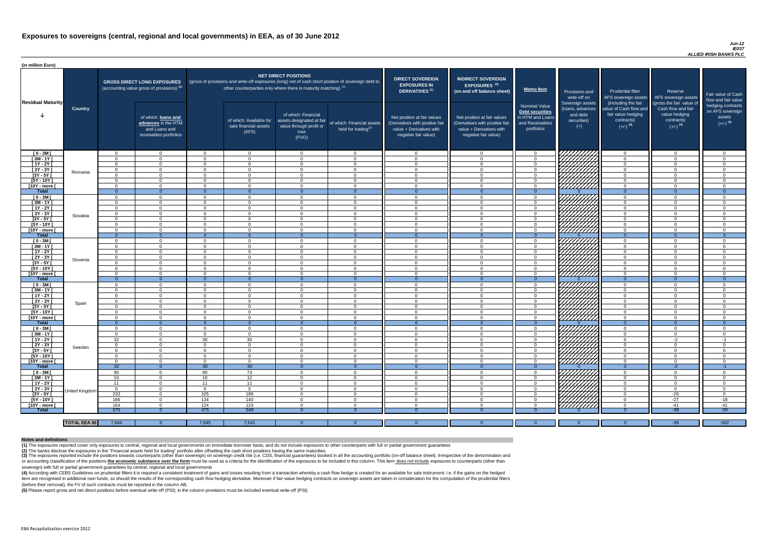# Exposures to sovereigns (central, regional and local governments) in EEA, as of 30 June 2012

*Jun-12*
*IE037*
*ALLIED IRISH BANKS PLC*

(in million Euro)

| Residual Maturity | Country | GROSS DIRECT LONG EXPOSURES (accounting value gross of provisions) (1) | of which: loans and advances in the HTM and Loans and receivables portfolios | NET DIRECT POSITIONS (gross of provisions and write-off exposures (long) net of cash short position of sovereign debt to other counterparties only where there is maturity matching) (1) | of which: Available for sale financial assets (AFS) | of which: Financial assets designated at fair value through profit or loss (FVO) | of which: Financial assets held for trading (2) | DIRECT SOVEREIGN EXPOSURES IN DERIVATIVES (1) Net position at fair values (Derivatives with positive fair value + Derivatives with negative fair value) | INDIRECT SOVEREIGN EXPOSURES (3) (on and off balance sheet) Net position at fair values (Derivatives with positive fair value + Derivatives with negative fair value) | Memo Item Nominal Value Debt securities in HTM and Loans and Receivables portfolios | Provisions and write-off on Sovereign assets (loans, advances and debt securities) (+) | Prudential filter AFS sovereign assets (including the fair value of Cash flow and fair value hedging contracts) (+/-) (4) | Reserve AFS sovereign assets (gross the fair value of Cash flow and fair value hedging contracts) (+/-) (4) | Fair value of Cash flow and fair value hedging contracts on AFS sovereign assets (+/-) (4) |
|---|---|---|---|---|---|---|---|---|---|---|---|---|---|---|
| [ 0 - 3M [ | Romania | 0 | 0 | 0 | 0 | 0 | 0 | 0 | 0 | 0 | | 0 | 0 | 0 |
| [ 3M - 1Y [ | | 0 | 0 | 0 | 0 | 0 | 0 | 0 | 0 | 0 | | 0 | 0 | 0 |
| [ 1Y - 2Y [ | | 0 | 0 | 0 | 0 | 0 | 0 | 0 | 0 | 0 | | 0 | 0 | 0 |
| [ 2Y - 3Y [ | | 0 | 0 | 0 | 0 | 0 | 0 | 0 | 0 | 0 | | 0 | 0 | 0 |
| [3Y - 5Y [ | | 0 | 0 | 0 | 0 | 0 | 0 | 0 | 0 | 0 | | 0 | 0 | 0 |
| [5Y - 10Y [ | | 0 | 0 | 0 | 0 | 0 | 0 | 0 | 0 | 0 | | 0 | 0 | 0 |
| [10Y - more [ | | 0 | 0 | 0 | 0 | 0 | 0 | 0 | 0 | 0 | | 0 | 0 | 0 |
| **Total** | | 0 | 0 | 0 | 0 | 0 | 0 | 0 | 0 | 0 | 0 | 0 | 0 | 0 |
| [ 0 - 3M [ | Slovakia | 0 | 0 | 0 | 0 | 0 | 0 | 0 | 0 | 0 | | 0 | 0 | 0 |
| [ 3M - 1Y [ | | 0 | 0 | 0 | 0 | 0 | 0 | 0 | 0 | 0 | | 0 | 0 | 0 |
| [ 1Y - 2Y [ | | 0 | 0 | 0 | 0 | 0 | 0 | 0 | 0 | 0 | | 0 | 0 | 0 |
| [ 2Y - 3Y [ | | 0 | 0 | 0 | 0 | 0 | 0 | 0 | 0 | 0 | | 0 | 0 | 0 |
| [3Y - 5Y [ | | 0 | 0 | 0 | 0 | 0 | 0 | 0 | 0 | 0 | | 0 | 0 | 0 |
| [5Y - 10Y [ | | 0 | 0 | 0 | 0 | 0 | 0 | 0 | 0 | 0 | | 0 | 0 | 0 |
| [10Y - more [ | | 0 | 0 | 0 | 0 | 0 | 0 | 0 | 0 | 0 | | 0 | 0 | 0 |
| **Total** | | 0 | 0 | 0 | 0 | 0 | 0 | 0 | 0 | 0 | 0 | 0 | 0 | 0 |
| [ 0 - 3M [ | Slovenia | 0 | 0 | 0 | 0 | 0 | 0 | 0 | 0 | 0 | | 0 | 0 | 0 |
| [ 3M - 1Y [ | | 0 | 0 | 0 | 0 | 0 | 0 | 0 | 0 | 0 | | 0 | 0 | 0 |
| [ 1Y - 2Y [ | | 0 | 0 | 0 | 0 | 0 | 0 | 0 | 0 | 0 | | 0 | 0 | 0 |
| [ 2Y - 3Y [ | | 0 | 0 | 0 | 0 | 0 | 0 | 0 | 0 | 0 | | 0 | 0 | 0 |
| [3Y - 5Y [ | | 0 | 0 | 0 | 0 | 0 | 0 | 0 | 0 | 0 | | 0 | 0 | 0 |
| [5Y - 10Y [ | | 0 | 0 | 0 | 0 | 0 | 0 | 0 | 0 | 0 | | 0 | 0 | 0 |
| [10Y - more [ | | 0 | 0 | 0 | 0 | 0 | 0 | 0 | 0 | 0 | | 0 | 0 | 0 |
| **Total** | | 0 | 0 | 0 | 0 | 0 | 0 | 0 | 0 | 0 | 0 | 0 | 0 | 0 |
| [ 0 - 3M [ | Spain | 0 | 0 | 0 | 0 | 0 | 0 | 0 | 0 | 0 | | 0 | 0 | 0 |
| [ 3M - 1Y [ | | 0 | 0 | 0 | 0 | 0 | 0 | 0 | 0 | 0 | | 0 | 0 | 0 |
| [ 1Y - 2Y [ | | 0 | 0 | 0 | 0 | 0 | 0 | 0 | 0 | 0 | | 0 | 0 | 0 |
| [ 2Y - 3Y [ | | 0 | 0 | 0 | 0 | 0 | 0 | 0 | 0 | 0 | | 0 | 0 | 0 |
| [3Y - 5Y [ | | 0 | 0 | 0 | 0 | 0 | 0 | 0 | 0 | 0 | | 0 | 0 | 0 |
| [5Y - 10Y [ | | 0 | 0 | 0 | 0 | 0 | 0 | 0 | 0 | 0 | | 0 | 0 | 0 |
| [10Y - more [ | | 0 | 0 | 0 | 0 | 0 | 0 | 0 | 0 | 0 | | 0 | 0 | 0 |
| **Total** | | 0 | 0 | 0 | 0 | 0 | 0 | 0 | 0 | 0 | 0 | 0 | 0 | 0 |
| [ 0 - 3M [ | Sweden | 0 | 0 | 0 | 0 | 0 | 0 | 0 | 0 | 0 | | 0 | 0 | 0 |
| [ 3M - 1Y [ | | 0 | 0 | 0 | 0 | 0 | 0 | 0 | 0 | 0 | | 0 | 0 | 0 |
| [ 1Y - 2Y [ | | 32 | 0 | 30 | 30 | 0 | 0 | 0 | 0 | 0 | | 0 | -2 | -1 |
| [ 2Y - 3Y [ | | 0 | 0 | 0 | 0 | 0 | 0 | 0 | 0 | 0 | | 0 | 0 | 0 |
| [3Y - 5Y [ | | 0 | 0 | 0 | 0 | 0 | 0 | 0 | 0 | 0 | | 0 | 0 | 0 |
| [5Y - 10Y [ | | 0 | 0 | 0 | 0 | 0 | 0 | 0 | 0 | 0 | | 0 | 0 | 0 |
| [10Y - more [ | | 0 | 0 | 0 | 0 | 0 | 0 | 0 | 0 | 0 | | 0 | 0 | 0 |
| **Total** | | 32 | 0 | 30 | 30 | 0 | 0 | 0 | 0 | 0 | 0 | 0 | -2 | -1 |
| [ 0 - 3M [ | United Kingdom | 90 | 0 | 90 | 73 | 0 | 0 | 0 | 0 | 0 | | 0 | 0 | 0 |
| [ 3M - 1Y [ | | 10 | 0 | 10 | 12 | 0 | 0 | 0 | 0 | 0 | | 0 | 0 | 0 |
| [ 1Y - 2Y [ | | 11 | 0 | 11 | 11 | 0 | 0 | 0 | 0 | 0 | | 0 | 0 | 0 |
| [ 2Y - 3Y [ | | 0 | 0 | 0 | 0 | 0 | 0 | 0 | 0 | 0 | | 0 | 0 | 0 |
| [3Y - 5Y [ | | 233 | 0 | 105 | 189 | 0 | 0 | 0 | 0 | 0 | | 0 | -29 | 0 |
| [5Y - 10Y [ | | 166 | 0 | 134 | 140 | 0 | 0 | 0 | 0 | 0 | | 0 | -27 | -18 |
| [10Y - more [ | | 164 | 0 | 124 | 123 | 0 | 0 | 0 | 0 | 0 | | 0 | -41 | -41 |
| **Total** | | 675 | 0 | 475 | 548 | 0 | 0 | 0 | 0 | 0 | 0 | 0 | -98 | -59 |
| **TOTAL EEA 30** | | 7,944 | 0 | 7,945 | 7,641 | 0 | 0 | 0 | 0 | 0 | 0 | 0 | -98 | -562 |

**Notes and definitions**

**(1)** The exposures reported cover only exposures to central, regional and local governments on immediate borrower basis, and do not include exposures to other counterparts with full or partial government guarantees

**(2)** The banks disclose the exposures in the "Financial assets held for trading" portfolio after offsetting the cash short positions having the same maturities.

**(3)** The exposures reported include the positions towards counterparts (other than sovereign) on sovereign credit risk (i.e. CDS, financial guarantees) booked in all the accounting portfolio (on-off balance sheet). Irrespective of the denomination and or accounting classification of the positions **the economic substance over the form** must be used as a criteria for the identification of the exposures to be included in this column. This item does not include exposures to counterparts (other than sovereign) with full or partial government guarantees by central, regional and local governments

**(4)** According with CEBS Guidelines on prudential filters it is required a consistent treatment of gains and losses resulting from a transaction whereby a cash flow hedge is created for an available for sale instrument: i.e. if the gains on the hedged item are recognised in additional own funds, so should the results of the corresponding cash flow hedging derivative. Moreover if fair-value hedging contracts on sovereign assets are taken in consideration for the computation of the prudential filters (before their removal), the FV of such contracts must be reported in the column AB.

**(5)** Please report gross and net direct positions before eventual write-off (PSI); in the column provisions must be included eventual write-off (PSI).